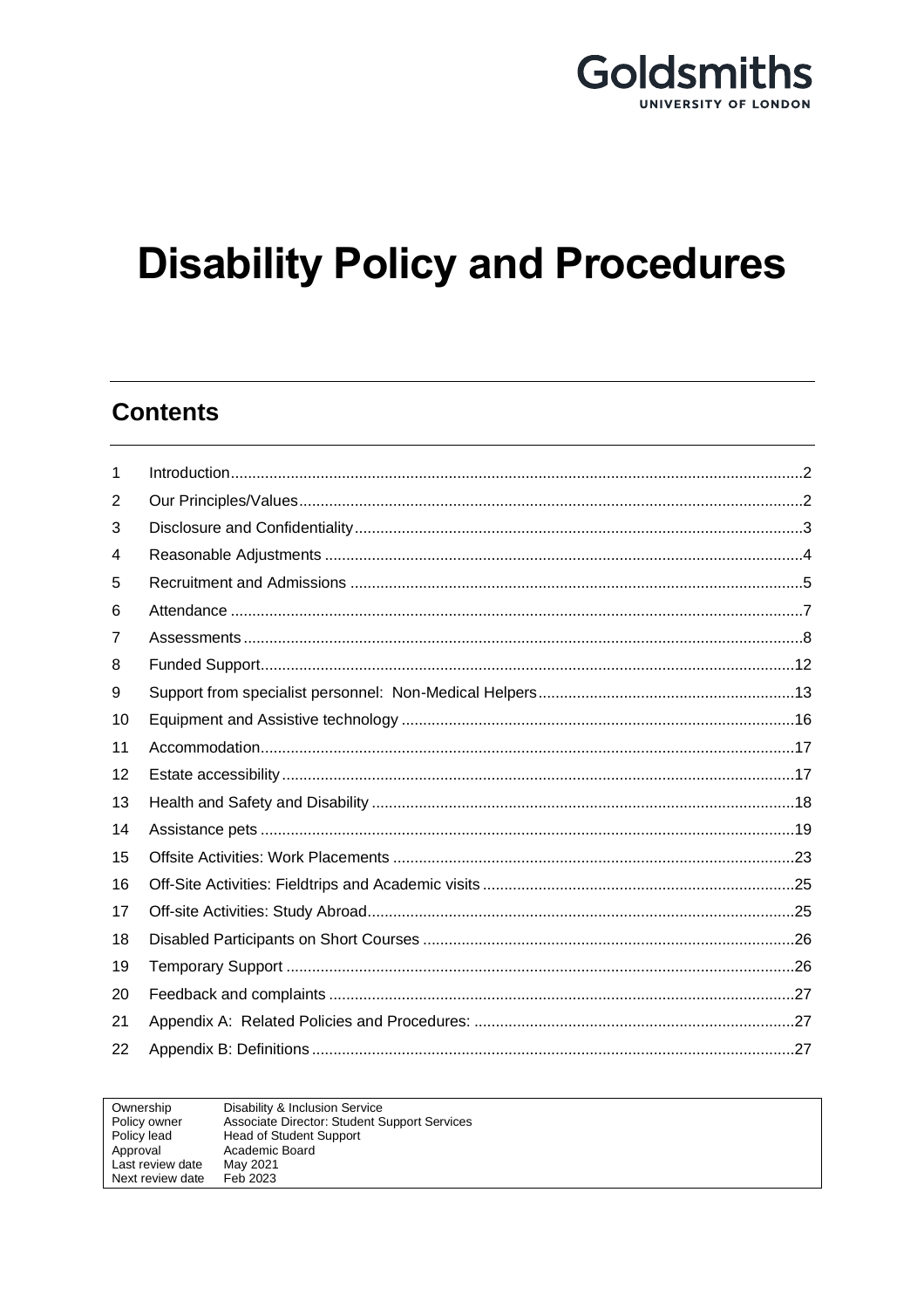Goldsmiths
UNIVERSITY OF LONDON

# Disability Policy and Procedures

## Contents

| | | |
|---|---|---|
| 1 | Introduction | 2 |
| 2 | Our Principles/Values | 2 |
| 3 | Disclosure and Confidentiality | 3 |
| 4 | Reasonable Adjustments | 4 |
| 5 | Recruitment and Admissions | 5 |
| 6 | Attendance | 7 |
| 7 | Assessments | 8 |
| 8 | Funded Support | 12 |
| 9 | Support from specialist personnel: Non-Medical Helpers | 13 |
| 10 | Equipment and Assistive technology | 16 |
| 11 | Accommodation | 17 |
| 12 | Estate accessibility | 17 |
| 13 | Health and Safety and Disability | 18 |
| 14 | Assistance pets | 19 |
| 15 | Offsite Activities: Work Placements | 23 |
| 16 | Off-Site Activities: Fieldtrips and Academic visits | 25 |
| 17 | Off-site Activities: Study Abroad | 25 |
| 18 | Disabled Participants on Short Courses | 26 |
| 19 | Temporary Support | 26 |
| 20 | Feedback and complaints | 27 |
| 21 | Appendix A: Related Policies and Procedures: | 27 |
| 22 | Appendix B: Definitions | 27 |

| | |
|---|---|
| Ownership | Disability & Inclusion Service |
| Policy owner | Associate Director: Student Support Services |
| Policy lead | Head of Student Support |
| Approval | Academic Board |
| Last review date | May 2021 |
| Next review date | Feb 2023 |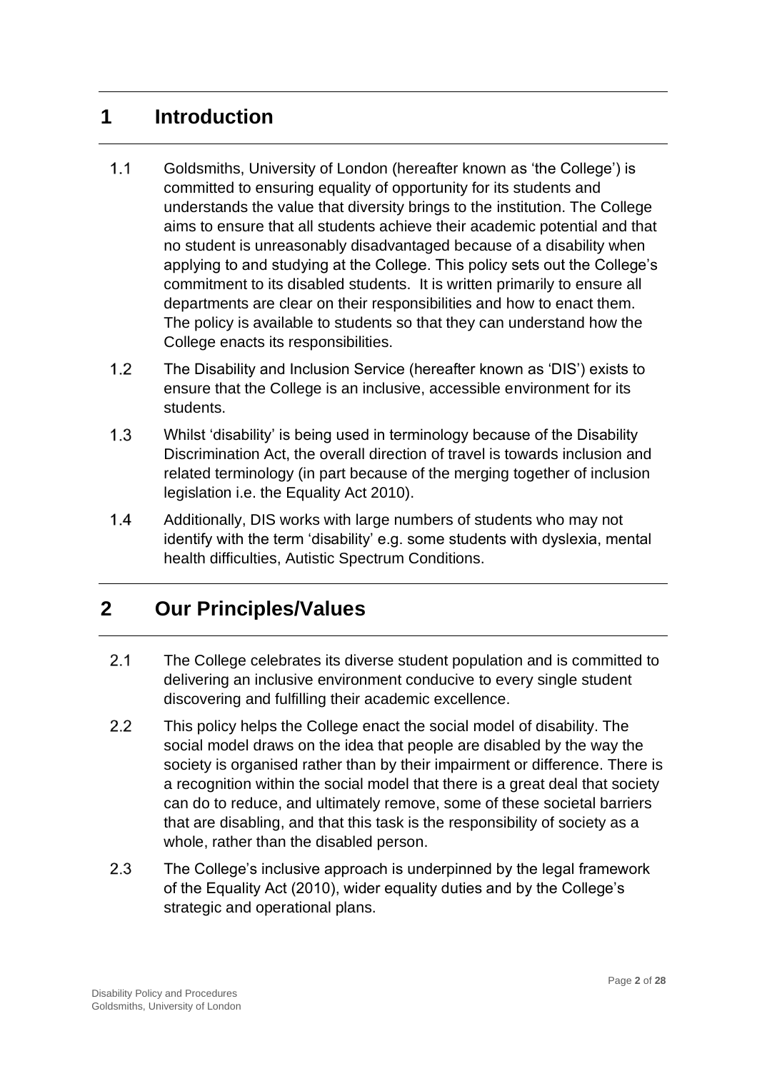# 1 Introduction

1.1 Goldsmiths, University of London (hereafter known as 'the College') is committed to ensuring equality of opportunity for its students and understands the value that diversity brings to the institution. The College aims to ensure that all students achieve their academic potential and that no student is unreasonably disadvantaged because of a disability when applying to and studying at the College. This policy sets out the College's commitment to its disabled students. It is written primarily to ensure all departments are clear on their responsibilities and how to enact them. The policy is available to students so that they can understand how the College enacts its responsibilities.

1.2 The Disability and Inclusion Service (hereafter known as 'DIS') exists to ensure that the College is an inclusive, accessible environment for its students.

1.3 Whilst 'disability' is being used in terminology because of the Disability Discrimination Act, the overall direction of travel is towards inclusion and related terminology (in part because of the merging together of inclusion legislation i.e. the Equality Act 2010).

1.4 Additionally, DIS works with large numbers of students who may not identify with the term 'disability' e.g. some students with dyslexia, mental health difficulties, Autistic Spectrum Conditions.

# 2 Our Principles/Values

2.1 The College celebrates its diverse student population and is committed to delivering an inclusive environment conducive to every single student discovering and fulfilling their academic excellence.

2.2 This policy helps the College enact the social model of disability. The social model draws on the idea that people are disabled by the way the society is organised rather than by their impairment or difference. There is a recognition within the social model that there is a great deal that society can do to reduce, and ultimately remove, some of these societal barriers that are disabling, and that this task is the responsibility of society as a whole, rather than the disabled person.

2.3 The College's inclusive approach is underpinned by the legal framework of the Equality Act (2010), wider equality duties and by the College's strategic and operational plans.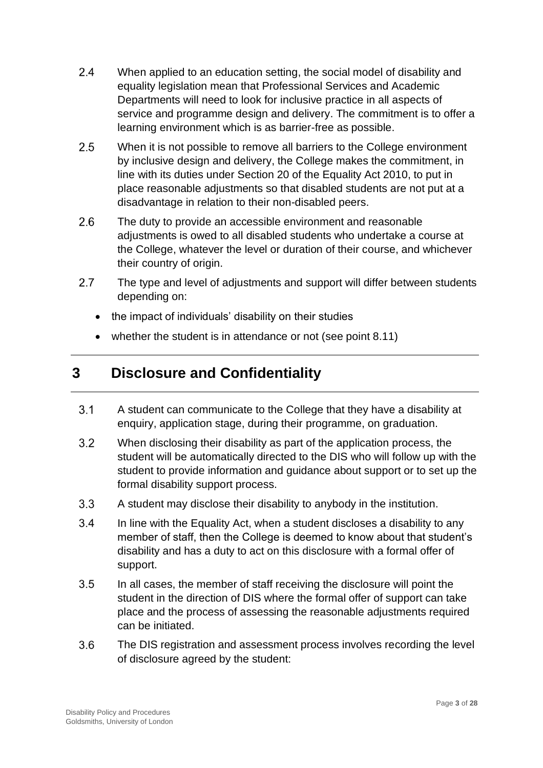2.4 When applied to an education setting, the social model of disability and equality legislation mean that Professional Services and Academic Departments will need to look for inclusive practice in all aspects of service and programme design and delivery. The commitment is to offer a learning environment which is as barrier-free as possible.

2.5 When it is not possible to remove all barriers to the College environment by inclusive design and delivery, the College makes the commitment, in line with its duties under Section 20 of the Equality Act 2010, to put in place reasonable adjustments so that disabled students are not put at a disadvantage in relation to their non-disabled peers.

2.6 The duty to provide an accessible environment and reasonable adjustments is owed to all disabled students who undertake a course at the College, whatever the level or duration of their course, and whichever their country of origin.

2.7 The type and level of adjustments and support will differ between students depending on:

- the impact of individuals' disability on their studies
- whether the student is in attendance or not (see point 8.11)

## 3 Disclosure and Confidentiality

3.1 A student can communicate to the College that they have a disability at enquiry, application stage, during their programme, on graduation.

3.2 When disclosing their disability as part of the application process, the student will be automatically directed to the DIS who will follow up with the student to provide information and guidance about support or to set up the formal disability support process.

3.3 A student may disclose their disability to anybody in the institution.

3.4 In line with the Equality Act, when a student discloses a disability to any member of staff, then the College is deemed to know about that student's disability and has a duty to act on this disclosure with a formal offer of support.

3.5 In all cases, the member of staff receiving the disclosure will point the student in the direction of DIS where the formal offer of support can take place and the process of assessing the reasonable adjustments required can be initiated.

3.6 The DIS registration and assessment process involves recording the level of disclosure agreed by the student: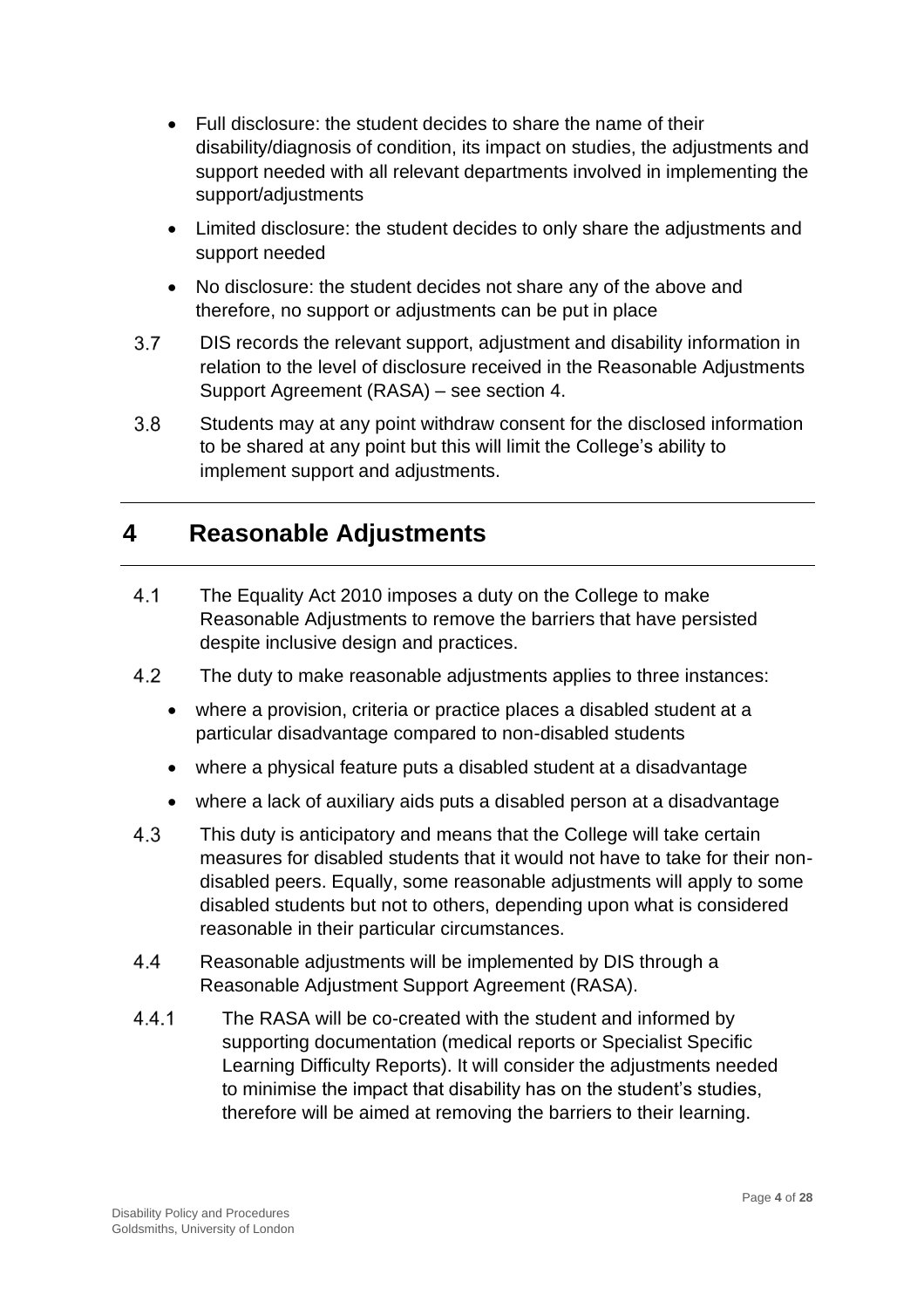- Full disclosure: the student decides to share the name of their disability/diagnosis of condition, its impact on studies, the adjustments and support needed with all relevant departments involved in implementing the support/adjustments
- Limited disclosure: the student decides to only share the adjustments and support needed
- No disclosure: the student decides not share any of the above and therefore, no support or adjustments can be put in place

3.7 DIS records the relevant support, adjustment and disability information in relation to the level of disclosure received in the Reasonable Adjustments Support Agreement (RASA) – see section 4.

3.8 Students may at any point withdraw consent for the disclosed information to be shared at any point but this will limit the College's ability to implement support and adjustments.

## 4 Reasonable Adjustments

4.1 The Equality Act 2010 imposes a duty on the College to make Reasonable Adjustments to remove the barriers that have persisted despite inclusive design and practices.

4.2 The duty to make reasonable adjustments applies to three instances:

- where a provision, criteria or practice places a disabled student at a particular disadvantage compared to non-disabled students
- where a physical feature puts a disabled student at a disadvantage
- where a lack of auxiliary aids puts a disabled person at a disadvantage

4.3 This duty is anticipatory and means that the College will take certain measures for disabled students that it would not have to take for their non-disabled peers. Equally, some reasonable adjustments will apply to some disabled students but not to others, depending upon what is considered reasonable in their particular circumstances.

4.4 Reasonable adjustments will be implemented by DIS through a Reasonable Adjustment Support Agreement (RASA).

4.4.1 The RASA will be co-created with the student and informed by supporting documentation (medical reports or Specialist Specific Learning Difficulty Reports). It will consider the adjustments needed to minimise the impact that disability has on the student's studies, therefore will be aimed at removing the barriers to their learning.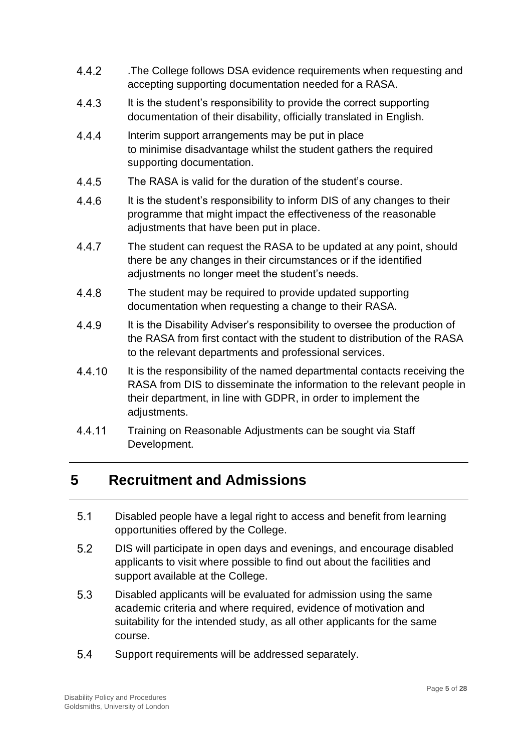4.4.2 .The College follows DSA evidence requirements when requesting and accepting supporting documentation needed for a RASA.

4.4.3 It is the student's responsibility to provide the correct supporting documentation of their disability, officially translated in English.

4.4.4 Interim support arrangements may be put in place to minimise disadvantage whilst the student gathers the required supporting documentation.

4.4.5 The RASA is valid for the duration of the student's course.

4.4.6 It is the student's responsibility to inform DIS of any changes to their programme that might impact the effectiveness of the reasonable adjustments that have been put in place.

4.4.7 The student can request the RASA to be updated at any point, should there be any changes in their circumstances or if the identified adjustments no longer meet the student's needs.

4.4.8 The student may be required to provide updated supporting documentation when requesting a change to their RASA.

4.4.9 It is the Disability Adviser's responsibility to oversee the production of the RASA from first contact with the student to distribution of the RASA to the relevant departments and professional services.

4.4.10 It is the responsibility of the named departmental contacts receiving the RASA from DIS to disseminate the information to the relevant people in their department, in line with GDPR, in order to implement the adjustments.

4.4.11 Training on Reasonable Adjustments can be sought via Staff Development.

# 5 Recruitment and Admissions

5.1 Disabled people have a legal right to access and benefit from learning opportunities offered by the College.

5.2 DIS will participate in open days and evenings, and encourage disabled applicants to visit where possible to find out about the facilities and support available at the College.

5.3 Disabled applicants will be evaluated for admission using the same academic criteria and where required, evidence of motivation and suitability for the intended study, as all other applicants for the same course.

5.4 Support requirements will be addressed separately.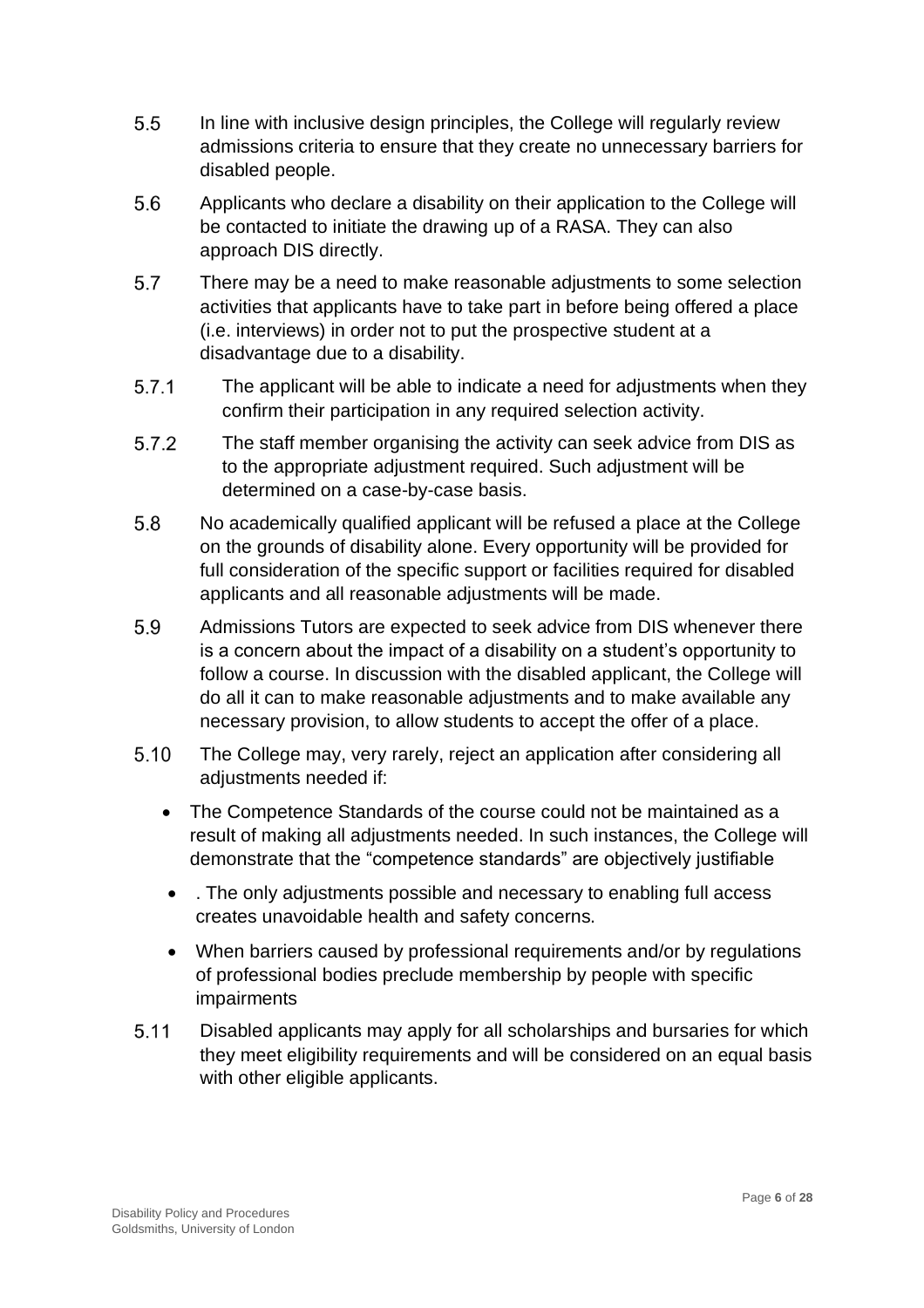5.5 In line with inclusive design principles, the College will regularly review admissions criteria to ensure that they create no unnecessary barriers for disabled people.

5.6 Applicants who declare a disability on their application to the College will be contacted to initiate the drawing up of a RASA. They can also approach DIS directly.

5.7 There may be a need to make reasonable adjustments to some selection activities that applicants have to take part in before being offered a place (i.e. interviews) in order not to put the prospective student at a disadvantage due to a disability.

5.7.1 The applicant will be able to indicate a need for adjustments when they confirm their participation in any required selection activity.

5.7.2 The staff member organising the activity can seek advice from DIS as to the appropriate adjustment required. Such adjustment will be determined on a case-by-case basis.

5.8 No academically qualified applicant will be refused a place at the College on the grounds of disability alone. Every opportunity will be provided for full consideration of the specific support or facilities required for disabled applicants and all reasonable adjustments will be made.

5.9 Admissions Tutors are expected to seek advice from DIS whenever there is a concern about the impact of a disability on a student's opportunity to follow a course. In discussion with the disabled applicant, the College will do all it can to make reasonable adjustments and to make available any necessary provision, to allow students to accept the offer of a place.

5.10 The College may, very rarely, reject an application after considering all adjustments needed if:

- The Competence Standards of the course could not be maintained as a result of making all adjustments needed. In such instances, the College will demonstrate that the "competence standards" are objectively justifiable
- . The only adjustments possible and necessary to enabling full access creates unavoidable health and safety concerns.
- When barriers caused by professional requirements and/or by regulations of professional bodies preclude membership by people with specific impairments

5.11 Disabled applicants may apply for all scholarships and bursaries for which they meet eligibility requirements and will be considered on an equal basis with other eligible applicants.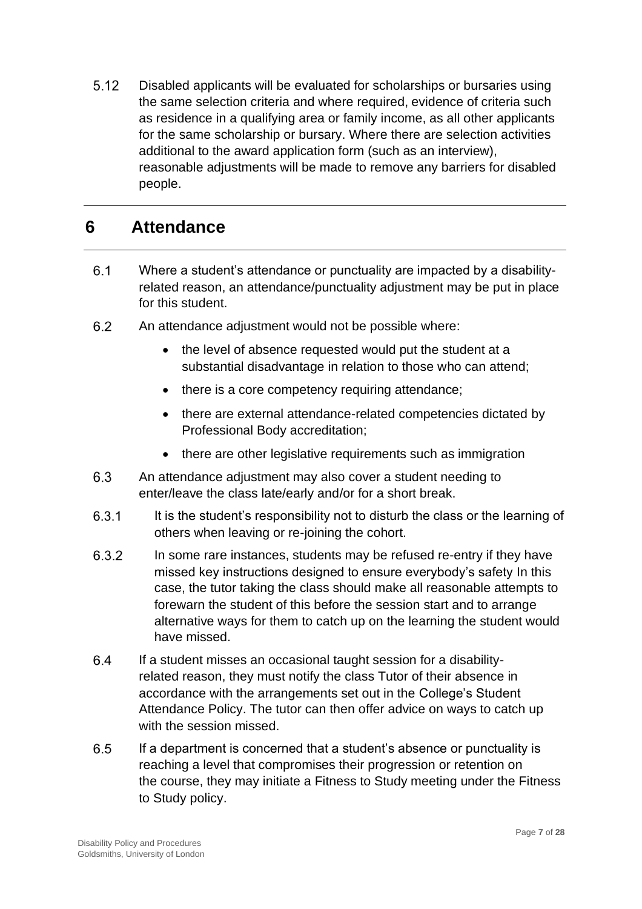5.12 Disabled applicants will be evaluated for scholarships or bursaries using the same selection criteria and where required, evidence of criteria such as residence in a qualifying area or family income, as all other applicants for the same scholarship or bursary. Where there are selection activities additional to the award application form (such as an interview), reasonable adjustments will be made to remove any barriers for disabled people.

## 6 Attendance

6.1 Where a student's attendance or punctuality are impacted by a disability-related reason, an attendance/punctuality adjustment may be put in place for this student.

6.2 An attendance adjustment would not be possible where:

- the level of absence requested would put the student at a substantial disadvantage in relation to those who can attend;
- there is a core competency requiring attendance;
- there are external attendance-related competencies dictated by Professional Body accreditation;
- there are other legislative requirements such as immigration

6.3 An attendance adjustment may also cover a student needing to enter/leave the class late/early and/or for a short break.

6.3.1 It is the student's responsibility not to disturb the class or the learning of others when leaving or re-joining the cohort.

6.3.2 In some rare instances, students may be refused re-entry if they have missed key instructions designed to ensure everybody's safety In this case, the tutor taking the class should make all reasonable attempts to forewarn the student of this before the session start and to arrange alternative ways for them to catch up on the learning the student would have missed.

6.4 If a student misses an occasional taught session for a disability-related reason, they must notify the class Tutor of their absence in accordance with the arrangements set out in the College's Student Attendance Policy. The tutor can then offer advice on ways to catch up with the session missed.

6.5 If a department is concerned that a student's absence or punctuality is reaching a level that compromises their progression or retention on the course, they may initiate a Fitness to Study meeting under the Fitness to Study policy.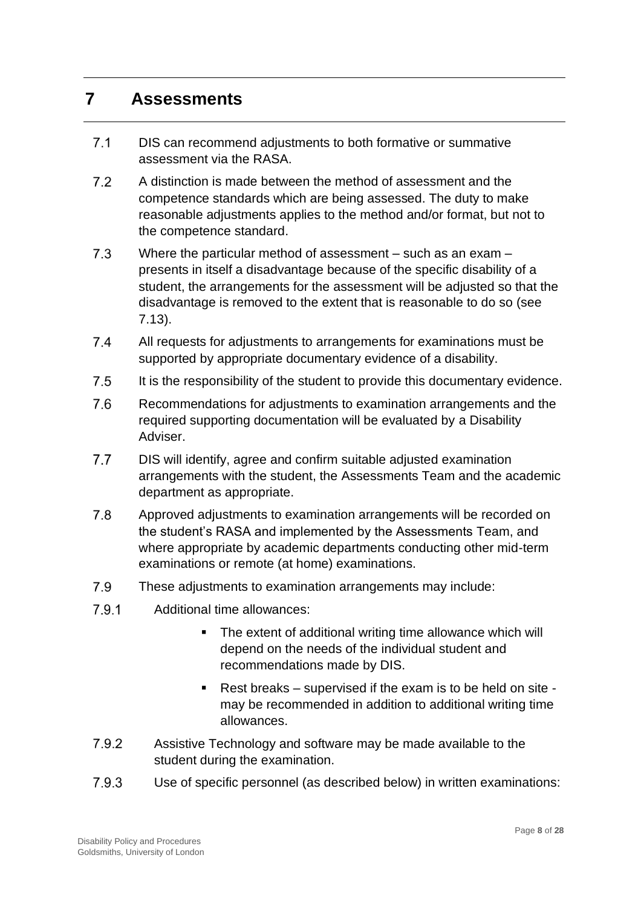# 7 Assessments

7.1 DIS can recommend adjustments to both formative or summative assessment via the RASA.

7.2 A distinction is made between the method of assessment and the competence standards which are being assessed. The duty to make reasonable adjustments applies to the method and/or format, but not to the competence standard.

7.3 Where the particular method of assessment – such as an exam – presents in itself a disadvantage because of the specific disability of a student, the arrangements for the assessment will be adjusted so that the disadvantage is removed to the extent that is reasonable to do so (see 7.13).

7.4 All requests for adjustments to arrangements for examinations must be supported by appropriate documentary evidence of a disability.

7.5 It is the responsibility of the student to provide this documentary evidence.

7.6 Recommendations for adjustments to examination arrangements and the required supporting documentation will be evaluated by a Disability Adviser.

7.7 DIS will identify, agree and confirm suitable adjusted examination arrangements with the student, the Assessments Team and the academic department as appropriate.

7.8 Approved adjustments to examination arrangements will be recorded on the student's RASA and implemented by the Assessments Team, and where appropriate by academic departments conducting other mid-term examinations or remote (at home) examinations.

7.9 These adjustments to examination arrangements may include:

7.9.1 Additional time allowances:

- The extent of additional writing time allowance which will depend on the needs of the individual student and recommendations made by DIS.
- Rest breaks – supervised if the exam is to be held on site - may be recommended in addition to additional writing time allowances.

7.9.2 Assistive Technology and software may be made available to the student during the examination.

7.9.3 Use of specific personnel (as described below) in written examinations: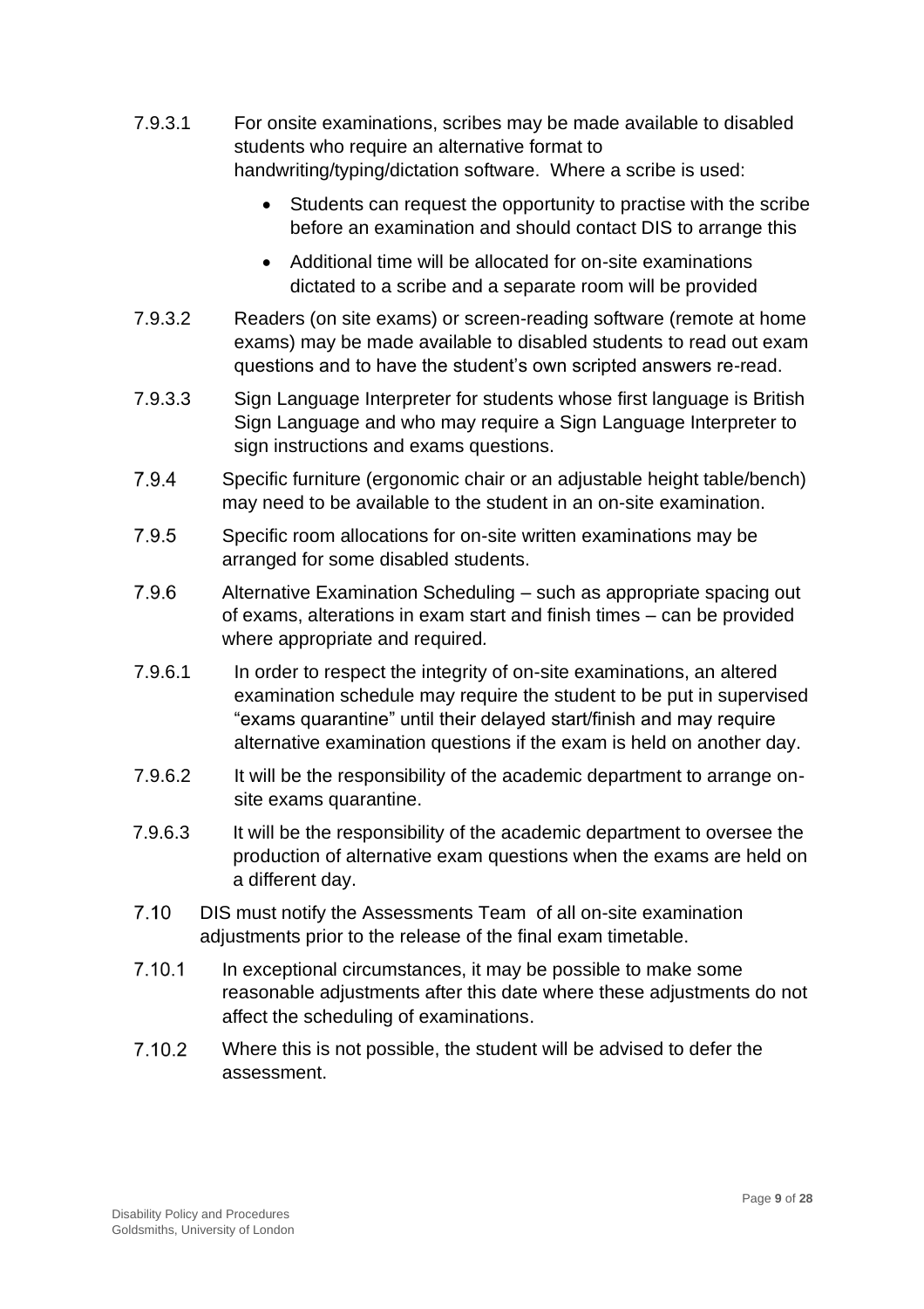7.9.3.1 For onsite examinations, scribes may be made available to disabled students who require an alternative format to handwriting/typing/dictation software. Where a scribe is used:

- Students can request the opportunity to practise with the scribe before an examination and should contact DIS to arrange this
- Additional time will be allocated for on-site examinations dictated to a scribe and a separate room will be provided

7.9.3.2 Readers (on site exams) or screen-reading software (remote at home exams) may be made available to disabled students to read out exam questions and to have the student's own scripted answers re-read.

7.9.3.3 Sign Language Interpreter for students whose first language is British Sign Language and who may require a Sign Language Interpreter to sign instructions and exams questions.

7.9.4 Specific furniture (ergonomic chair or an adjustable height table/bench) may need to be available to the student in an on-site examination.

7.9.5 Specific room allocations for on-site written examinations may be arranged for some disabled students.

7.9.6 Alternative Examination Scheduling – such as appropriate spacing out of exams, alterations in exam start and finish times – can be provided where appropriate and required.

7.9.6.1 In order to respect the integrity of on-site examinations, an altered examination schedule may require the student to be put in supervised "exams quarantine" until their delayed start/finish and may require alternative examination questions if the exam is held on another day.

7.9.6.2 It will be the responsibility of the academic department to arrange on-site exams quarantine.

7.9.6.3 It will be the responsibility of the academic department to oversee the production of alternative exam questions when the exams are held on a different day.

7.10 DIS must notify the Assessments Team of all on-site examination adjustments prior to the release of the final exam timetable.

7.10.1 In exceptional circumstances, it may be possible to make some reasonable adjustments after this date where these adjustments do not affect the scheduling of examinations.

7.10.2 Where this is not possible, the student will be advised to defer the assessment.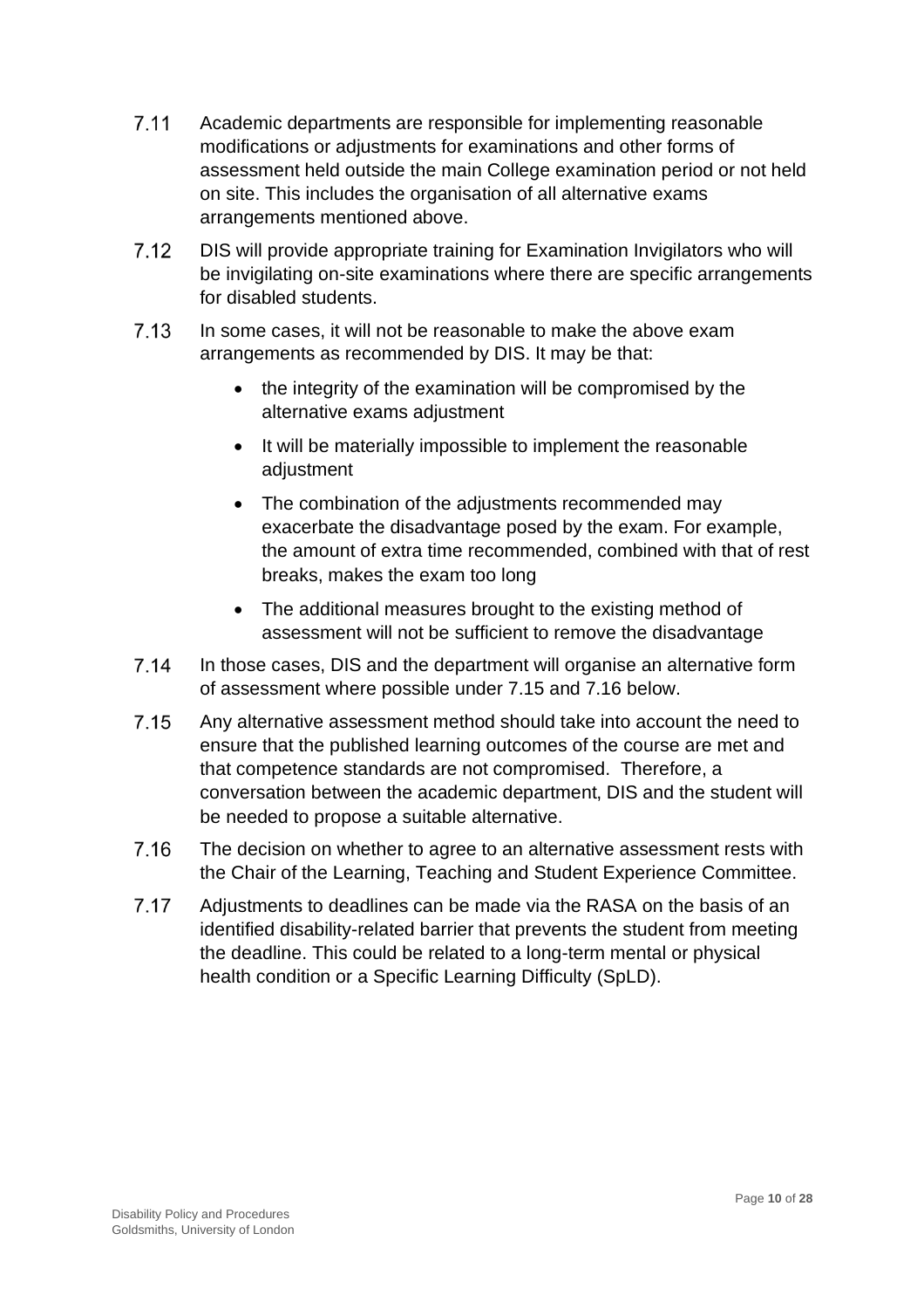7.11 Academic departments are responsible for implementing reasonable modifications or adjustments for examinations and other forms of assessment held outside the main College examination period or not held on site. This includes the organisation of all alternative exams arrangements mentioned above.

7.12 DIS will provide appropriate training for Examination Invigilators who will be invigilating on-site examinations where there are specific arrangements for disabled students.

7.13 In some cases, it will not be reasonable to make the above exam arrangements as recommended by DIS. It may be that:

- the integrity of the examination will be compromised by the alternative exams adjustment
- It will be materially impossible to implement the reasonable adjustment
- The combination of the adjustments recommended may exacerbate the disadvantage posed by the exam. For example, the amount of extra time recommended, combined with that of rest breaks, makes the exam too long
- The additional measures brought to the existing method of assessment will not be sufficient to remove the disadvantage

7.14 In those cases, DIS and the department will organise an alternative form of assessment where possible under 7.15 and 7.16 below.

7.15 Any alternative assessment method should take into account the need to ensure that the published learning outcomes of the course are met and that competence standards are not compromised. Therefore, a conversation between the academic department, DIS and the student will be needed to propose a suitable alternative.

7.16 The decision on whether to agree to an alternative assessment rests with the Chair of the Learning, Teaching and Student Experience Committee.

7.17 Adjustments to deadlines can be made via the RASA on the basis of an identified disability-related barrier that prevents the student from meeting the deadline. This could be related to a long-term mental or physical health condition or a Specific Learning Difficulty (SpLD).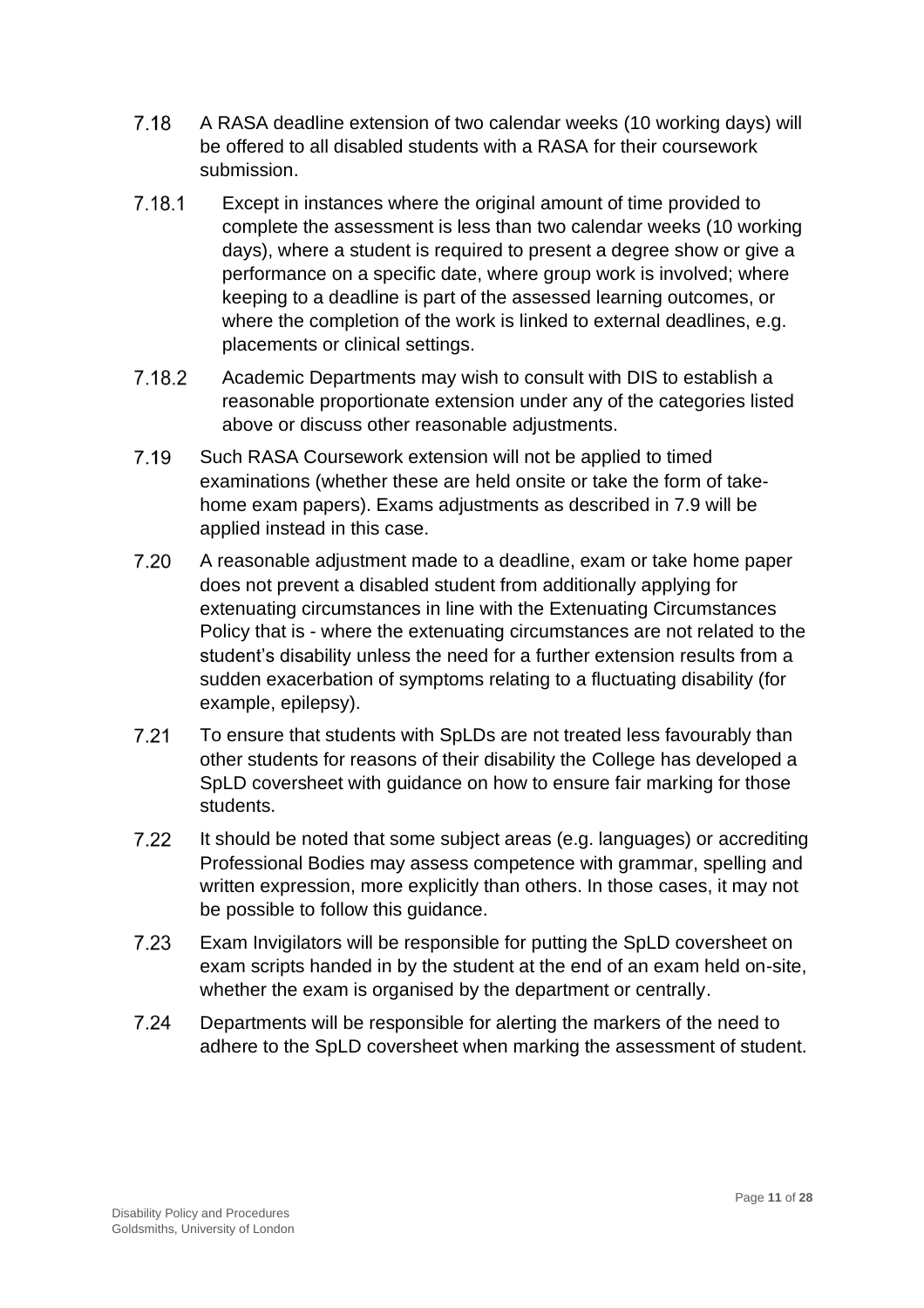7.18 A RASA deadline extension of two calendar weeks (10 working days) will be offered to all disabled students with a RASA for their coursework submission.

7.18.1 Except in instances where the original amount of time provided to complete the assessment is less than two calendar weeks (10 working days), where a student is required to present a degree show or give a performance on a specific date, where group work is involved; where keeping to a deadline is part of the assessed learning outcomes, or where the completion of the work is linked to external deadlines, e.g. placements or clinical settings.

7.18.2 Academic Departments may wish to consult with DIS to establish a reasonable proportionate extension under any of the categories listed above or discuss other reasonable adjustments.

7.19 Such RASA Coursework extension will not be applied to timed examinations (whether these are held onsite or take the form of take-home exam papers). Exams adjustments as described in 7.9 will be applied instead in this case.

7.20 A reasonable adjustment made to a deadline, exam or take home paper does not prevent a disabled student from additionally applying for extenuating circumstances in line with the Extenuating Circumstances Policy that is - where the extenuating circumstances are not related to the student's disability unless the need for a further extension results from a sudden exacerbation of symptoms relating to a fluctuating disability (for example, epilepsy).

7.21 To ensure that students with SpLDs are not treated less favourably than other students for reasons of their disability the College has developed a SpLD coversheet with guidance on how to ensure fair marking for those students.

7.22 It should be noted that some subject areas (e.g. languages) or accrediting Professional Bodies may assess competence with grammar, spelling and written expression, more explicitly than others. In those cases, it may not be possible to follow this guidance.

7.23 Exam Invigilators will be responsible for putting the SpLD coversheet on exam scripts handed in by the student at the end of an exam held on-site, whether the exam is organised by the department or centrally.

7.24 Departments will be responsible for alerting the markers of the need to adhere to the SpLD coversheet when marking the assessment of student.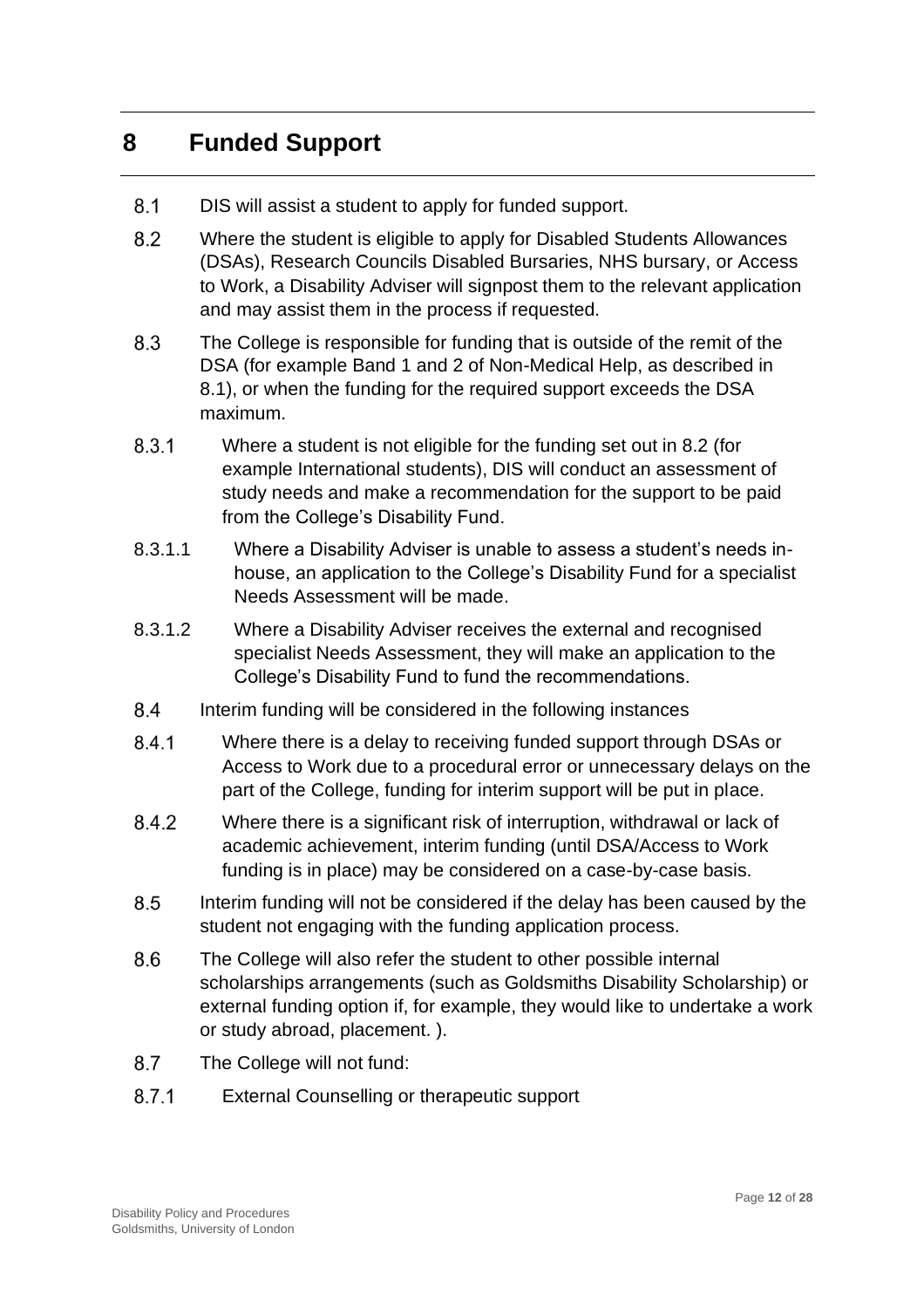# 8 Funded Support

8.1 DIS will assist a student to apply for funded support.

8.2 Where the student is eligible to apply for Disabled Students Allowances (DSAs), Research Councils Disabled Bursaries, NHS bursary, or Access to Work, a Disability Adviser will signpost them to the relevant application and may assist them in the process if requested.

8.3 The College is responsible for funding that is outside of the remit of the DSA (for example Band 1 and 2 of Non-Medical Help, as described in 8.1), or when the funding for the required support exceeds the DSA maximum.

8.3.1 Where a student is not eligible for the funding set out in 8.2 (for example International students), DIS will conduct an assessment of study needs and make a recommendation for the support to be paid from the College's Disability Fund.

8.3.1.1 Where a Disability Adviser is unable to assess a student's needs in-house, an application to the College's Disability Fund for a specialist Needs Assessment will be made.

8.3.1.2 Where a Disability Adviser receives the external and recognised specialist Needs Assessment, they will make an application to the College's Disability Fund to fund the recommendations.

8.4 Interim funding will be considered in the following instances

8.4.1 Where there is a delay to receiving funded support through DSAs or Access to Work due to a procedural error or unnecessary delays on the part of the College, funding for interim support will be put in place.

8.4.2 Where there is a significant risk of interruption, withdrawal or lack of academic achievement, interim funding (until DSA/Access to Work funding is in place) may be considered on a case-by-case basis.

8.5 Interim funding will not be considered if the delay has been caused by the student not engaging with the funding application process.

8.6 The College will also refer the student to other possible internal scholarships arrangements (such as Goldsmiths Disability Scholarship) or external funding option if, for example, they would like to undertake a work or study abroad, placement. ).

8.7 The College will not fund:

8.7.1 External Counselling or therapeutic support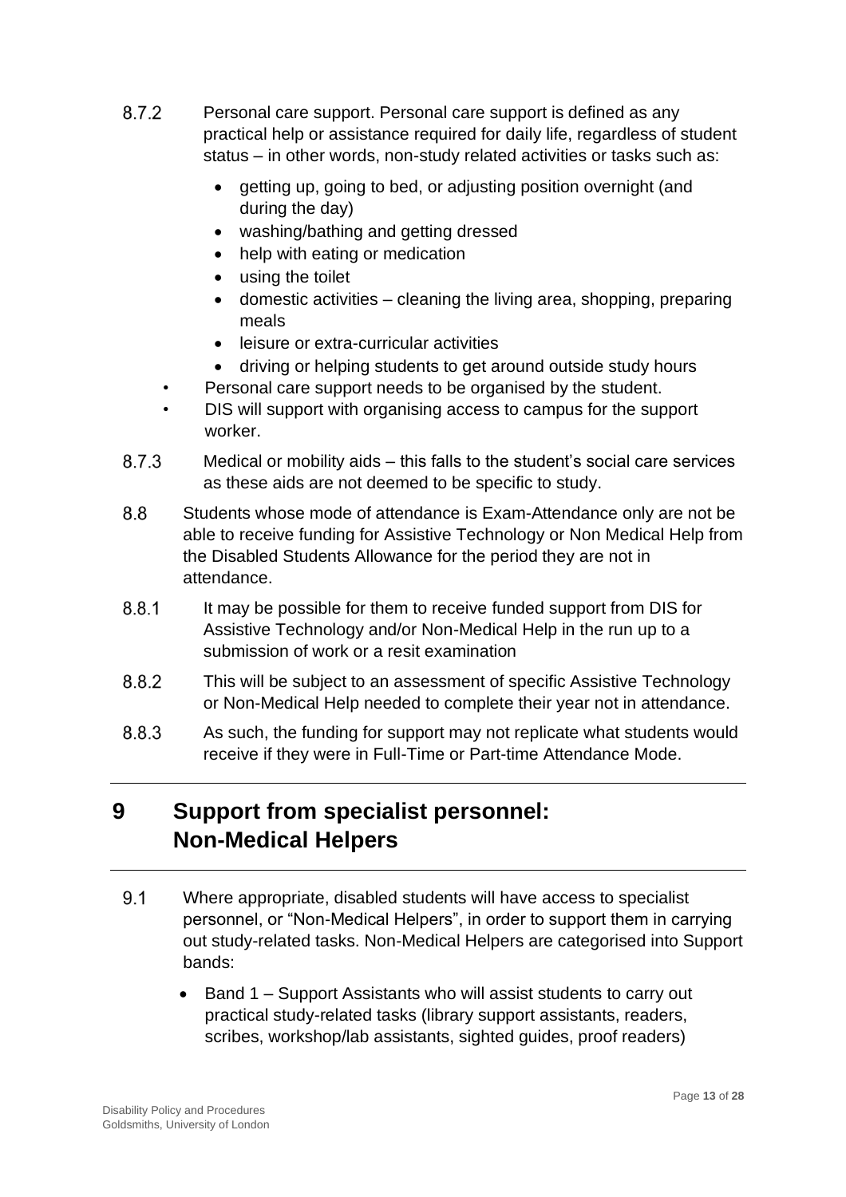8.7.2 Personal care support. Personal care support is defined as any practical help or assistance required for daily life, regardless of student status – in other words, non-study related activities or tasks such as:

- getting up, going to bed, or adjusting position overnight (and during the day)
- washing/bathing and getting dressed
- help with eating or medication
- using the toilet
- domestic activities – cleaning the living area, shopping, preparing meals
- leisure or extra-curricular activities
- driving or helping students to get around outside study hours

- Personal care support needs to be organised by the student.
- DIS will support with organising access to campus for the support worker.

8.7.3 Medical or mobility aids – this falls to the student's social care services as these aids are not deemed to be specific to study.

8.8 Students whose mode of attendance is Exam-Attendance only are not be able to receive funding for Assistive Technology or Non Medical Help from the Disabled Students Allowance for the period they are not in attendance.

8.8.1 It may be possible for them to receive funded support from DIS for Assistive Technology and/or Non-Medical Help in the run up to a submission of work or a resit examination

8.8.2 This will be subject to an assessment of specific Assistive Technology or Non-Medical Help needed to complete their year not in attendance.

8.8.3 As such, the funding for support may not replicate what students would receive if they were in Full-Time or Part-time Attendance Mode.

# 9 Support from specialist personnel: Non-Medical Helpers

9.1 Where appropriate, disabled students will have access to specialist personnel, or "Non-Medical Helpers", in order to support them in carrying out study-related tasks. Non-Medical Helpers are categorised into Support bands:

- Band 1 – Support Assistants who will assist students to carry out practical study-related tasks (library support assistants, readers, scribes, workshop/lab assistants, sighted guides, proof readers)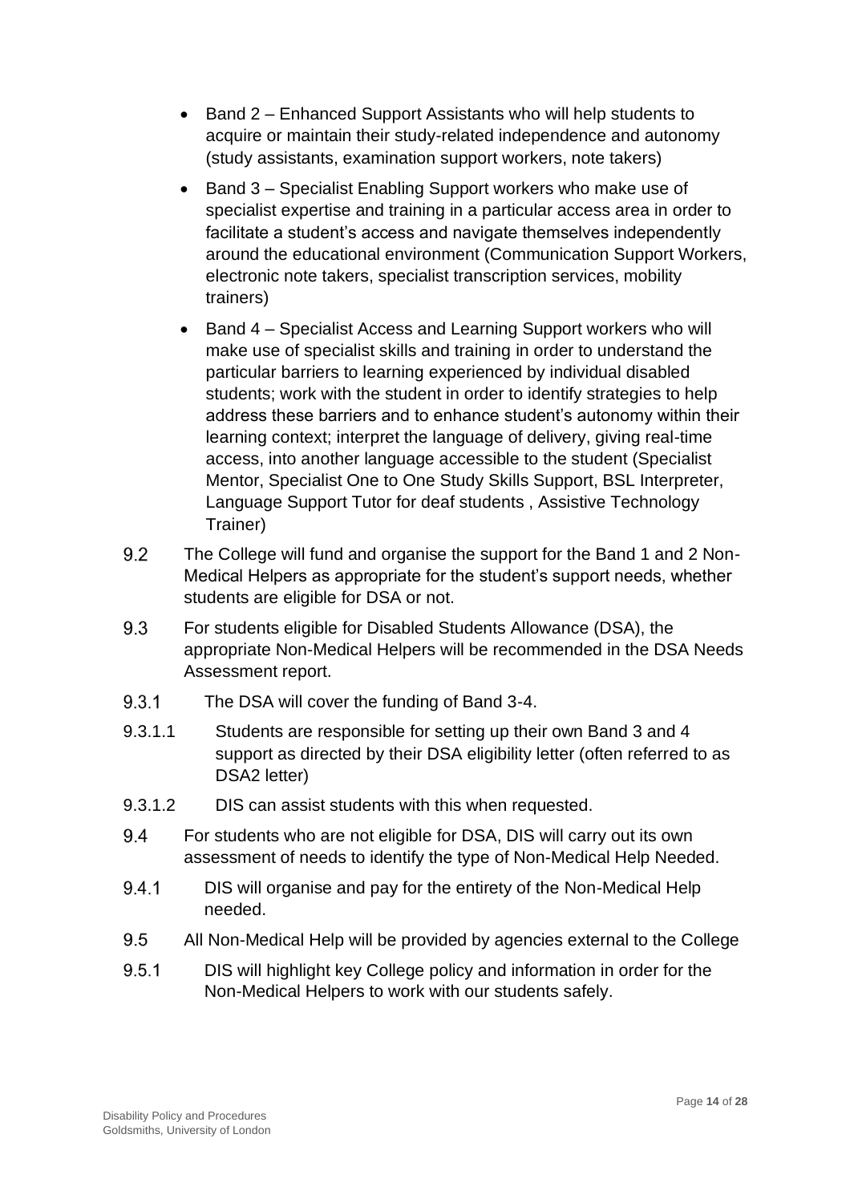- Band 2 – Enhanced Support Assistants who will help students to acquire or maintain their study-related independence and autonomy (study assistants, examination support workers, note takers)
- Band 3 – Specialist Enabling Support workers who make use of specialist expertise and training in a particular access area in order to facilitate a student's access and navigate themselves independently around the educational environment (Communication Support Workers, electronic note takers, specialist transcription services, mobility trainers)
- Band 4 – Specialist Access and Learning Support workers who will make use of specialist skills and training in order to understand the particular barriers to learning experienced by individual disabled students; work with the student in order to identify strategies to help address these barriers and to enhance student's autonomy within their learning context; interpret the language of delivery, giving real-time access, into another language accessible to the student (Specialist Mentor, Specialist One to One Study Skills Support, BSL Interpreter, Language Support Tutor for deaf students , Assistive Technology Trainer)

9.2 The College will fund and organise the support for the Band 1 and 2 Non-Medical Helpers as appropriate for the student's support needs, whether students are eligible for DSA or not.

9.3 For students eligible for Disabled Students Allowance (DSA), the appropriate Non-Medical Helpers will be recommended in the DSA Needs Assessment report.

9.3.1 The DSA will cover the funding of Band 3-4.

9.3.1.1 Students are responsible for setting up their own Band 3 and 4 support as directed by their DSA eligibility letter (often referred to as DSA2 letter)

9.3.1.2 DIS can assist students with this when requested.

9.4 For students who are not eligible for DSA, DIS will carry out its own assessment of needs to identify the type of Non-Medical Help Needed.

9.4.1 DIS will organise and pay for the entirety of the Non-Medical Help needed.

9.5 All Non-Medical Help will be provided by agencies external to the College

9.5.1 DIS will highlight key College policy and information in order for the Non-Medical Helpers to work with our students safely.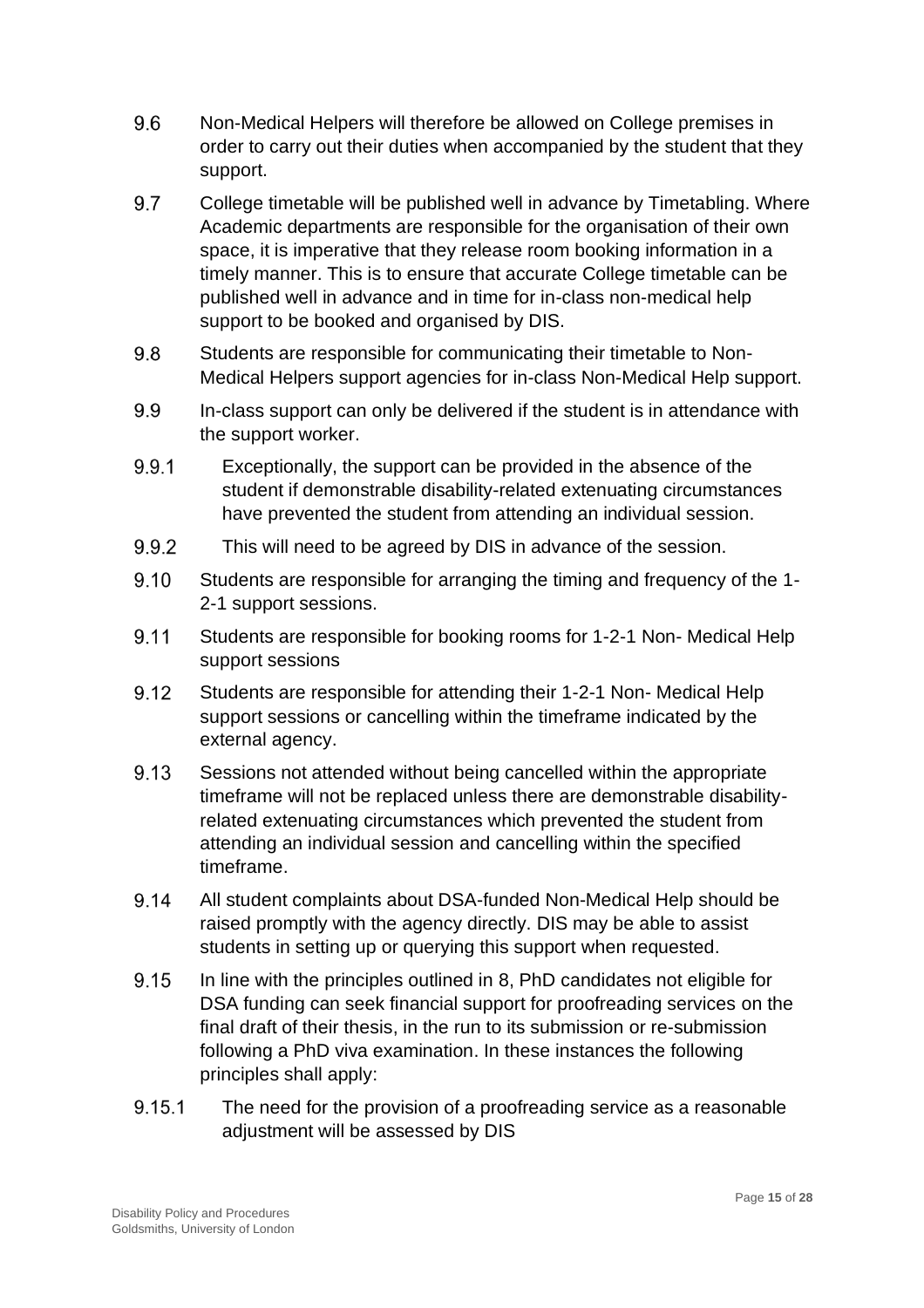9.6 Non-Medical Helpers will therefore be allowed on College premises in order to carry out their duties when accompanied by the student that they support.

9.7 College timetable will be published well in advance by Timetabling. Where Academic departments are responsible for the organisation of their own space, it is imperative that they release room booking information in a timely manner. This is to ensure that accurate College timetable can be published well in advance and in time for in-class non-medical help support to be booked and organised by DIS.

9.8 Students are responsible for communicating their timetable to Non-Medical Helpers support agencies for in-class Non-Medical Help support.

9.9 In-class support can only be delivered if the student is in attendance with the support worker.

9.9.1 Exceptionally, the support can be provided in the absence of the student if demonstrable disability-related extenuating circumstances have prevented the student from attending an individual session.

9.9.2 This will need to be agreed by DIS in advance of the session.

9.10 Students are responsible for arranging the timing and frequency of the 1-2-1 support sessions.

9.11 Students are responsible for booking rooms for 1-2-1 Non- Medical Help support sessions

9.12 Students are responsible for attending their 1-2-1 Non- Medical Help support sessions or cancelling within the timeframe indicated by the external agency.

9.13 Sessions not attended without being cancelled within the appropriate timeframe will not be replaced unless there are demonstrable disability-related extenuating circumstances which prevented the student from attending an individual session and cancelling within the specified timeframe.

9.14 All student complaints about DSA-funded Non-Medical Help should be raised promptly with the agency directly. DIS may be able to assist students in setting up or querying this support when requested.

9.15 In line with the principles outlined in 8, PhD candidates not eligible for DSA funding can seek financial support for proofreading services on the final draft of their thesis, in the run to its submission or re-submission following a PhD viva examination. In these instances the following principles shall apply:

9.15.1 The need for the provision of a proofreading service as a reasonable adjustment will be assessed by DIS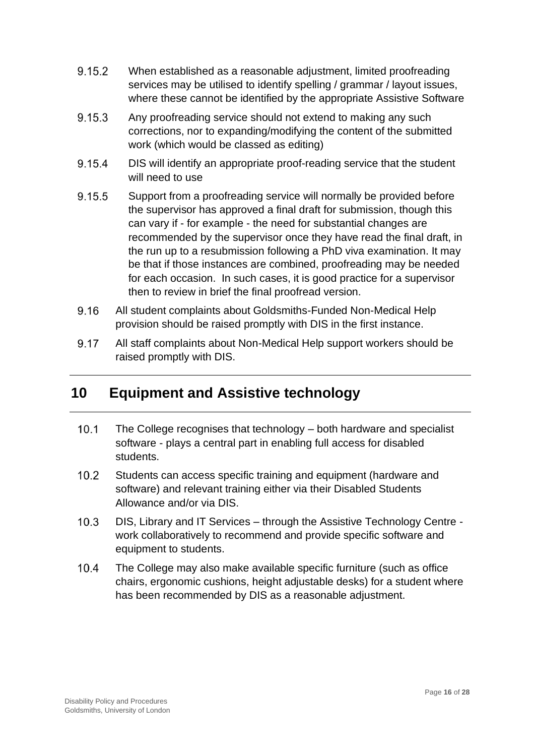9.15.2 When established as a reasonable adjustment, limited proofreading services may be utilised to identify spelling / grammar / layout issues, where these cannot be identified by the appropriate Assistive Software

9.15.3 Any proofreading service should not extend to making any such corrections, nor to expanding/modifying the content of the submitted work (which would be classed as editing)

9.15.4 DIS will identify an appropriate proof-reading service that the student will need to use

9.15.5 Support from a proofreading service will normally be provided before the supervisor has approved a final draft for submission, though this can vary if - for example - the need for substantial changes are recommended by the supervisor once they have read the final draft, in the run up to a resubmission following a PhD viva examination. It may be that if those instances are combined, proofreading may be needed for each occasion. In such cases, it is good practice for a supervisor then to review in brief the final proofread version.

9.16 All student complaints about Goldsmiths-Funded Non-Medical Help provision should be raised promptly with DIS in the first instance.

9.17 All staff complaints about Non-Medical Help support workers should be raised promptly with DIS.

## 10 Equipment and Assistive technology

10.1 The College recognises that technology – both hardware and specialist software - plays a central part in enabling full access for disabled students.

10.2 Students can access specific training and equipment (hardware and software) and relevant training either via their Disabled Students Allowance and/or via DIS.

10.3 DIS, Library and IT Services – through the Assistive Technology Centre - work collaboratively to recommend and provide specific software and equipment to students.

10.4 The College may also make available specific furniture (such as office chairs, ergonomic cushions, height adjustable desks) for a student where has been recommended by DIS as a reasonable adjustment.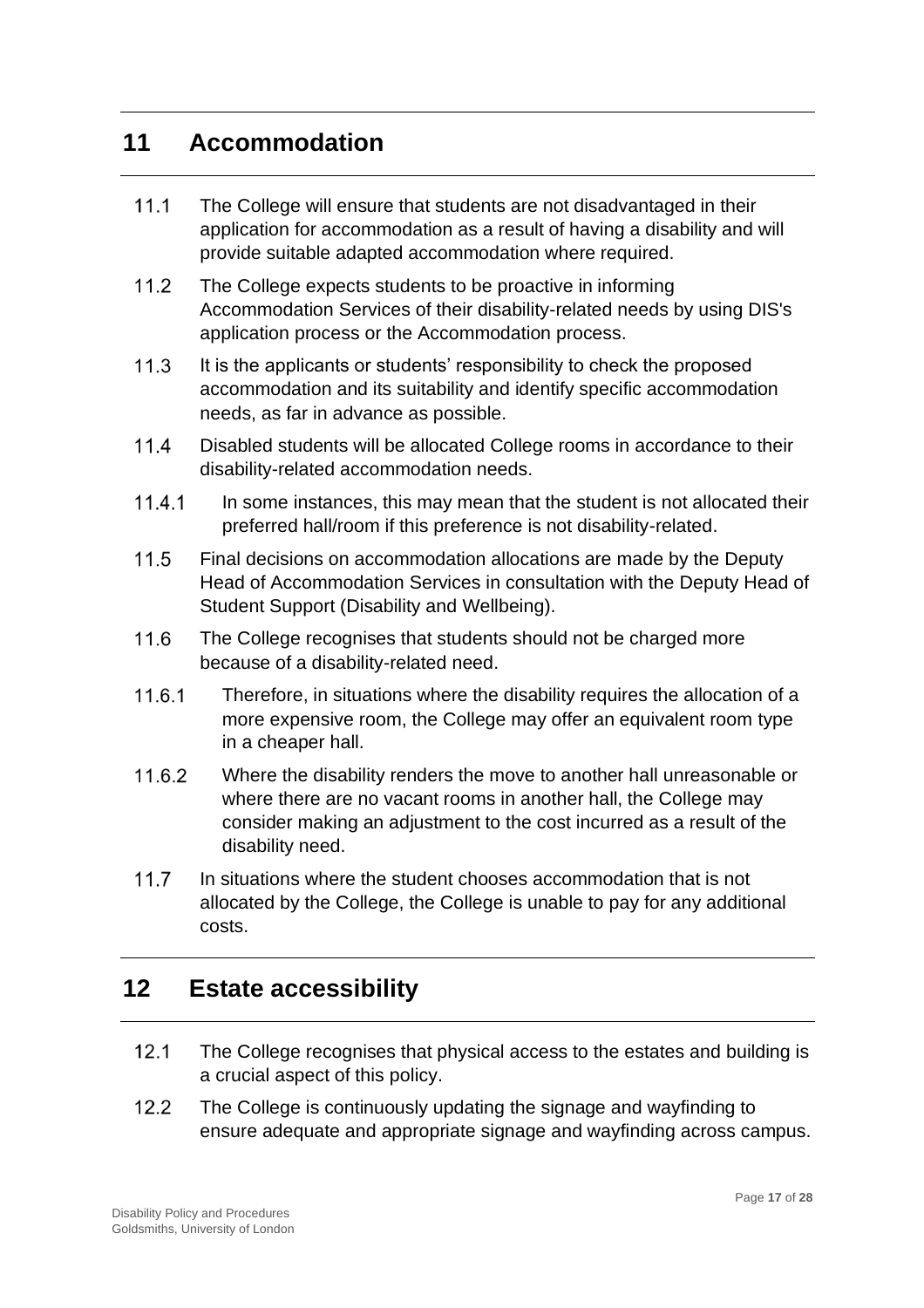## 11 Accommodation

11.1 The College will ensure that students are not disadvantaged in their application for accommodation as a result of having a disability and will provide suitable adapted accommodation where required.

11.2 The College expects students to be proactive in informing Accommodation Services of their disability-related needs by using DIS's application process or the Accommodation process.

11.3 It is the applicants or students' responsibility to check the proposed accommodation and its suitability and identify specific accommodation needs, as far in advance as possible.

11.4 Disabled students will be allocated College rooms in accordance to their disability-related accommodation needs.

11.4.1 In some instances, this may mean that the student is not allocated their preferred hall/room if this preference is not disability-related.

11.5 Final decisions on accommodation allocations are made by the Deputy Head of Accommodation Services in consultation with the Deputy Head of Student Support (Disability and Wellbeing).

11.6 The College recognises that students should not be charged more because of a disability-related need.

11.6.1 Therefore, in situations where the disability requires the allocation of a more expensive room, the College may offer an equivalent room type in a cheaper hall.

11.6.2 Where the disability renders the move to another hall unreasonable or where there are no vacant rooms in another hall, the College may consider making an adjustment to the cost incurred as a result of the disability need.

11.7 In situations where the student chooses accommodation that is not allocated by the College, the College is unable to pay for any additional costs.

## 12 Estate accessibility

12.1 The College recognises that physical access to the estates and building is a crucial aspect of this policy.

12.2 The College is continuously updating the signage and wayfinding to ensure adequate and appropriate signage and wayfinding across campus.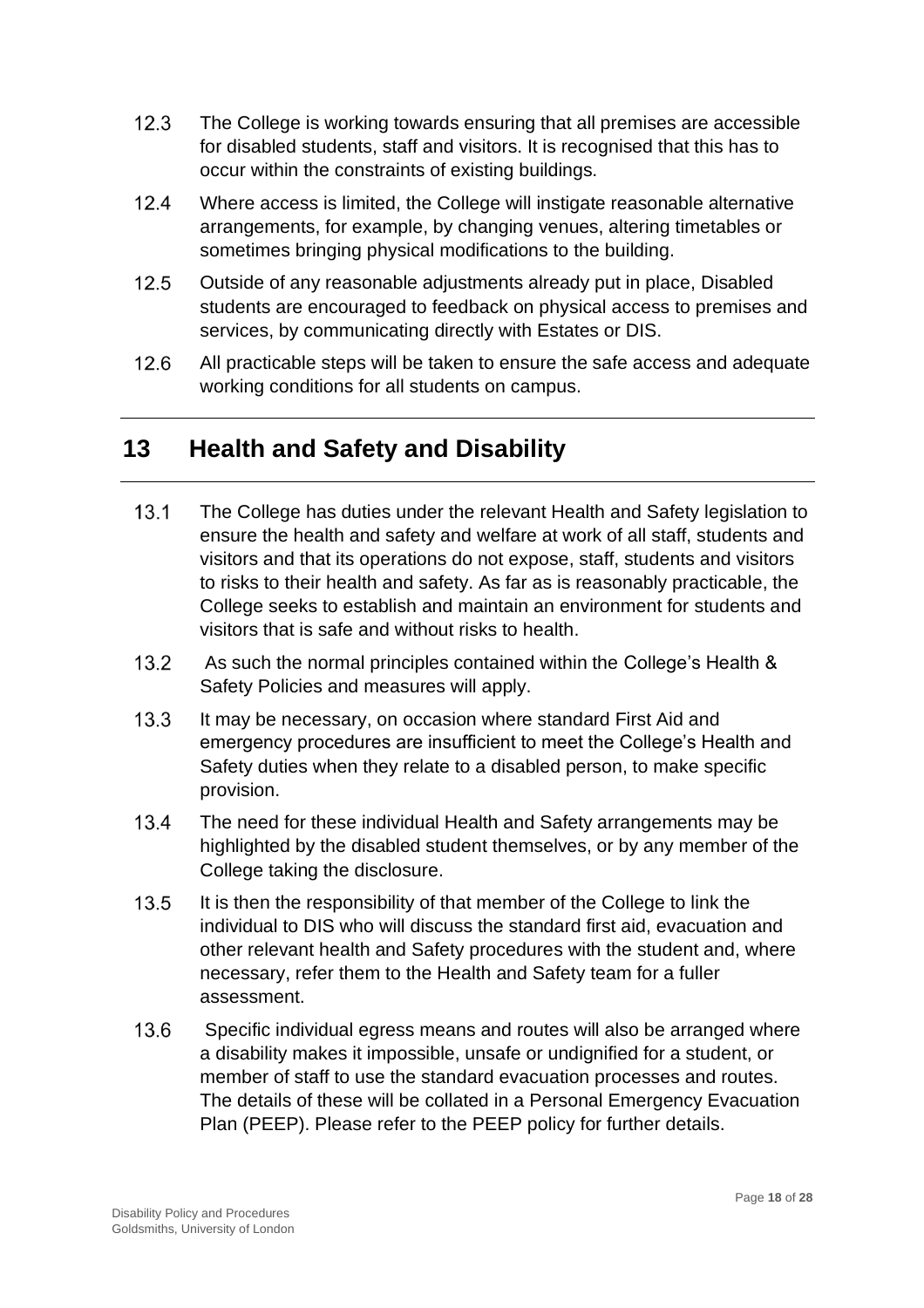12.3 The College is working towards ensuring that all premises are accessible for disabled students, staff and visitors. It is recognised that this has to occur within the constraints of existing buildings.

12.4 Where access is limited, the College will instigate reasonable alternative arrangements, for example, by changing venues, altering timetables or sometimes bringing physical modifications to the building.

12.5 Outside of any reasonable adjustments already put in place, Disabled students are encouraged to feedback on physical access to premises and services, by communicating directly with Estates or DIS.

12.6 All practicable steps will be taken to ensure the safe access and adequate working conditions for all students on campus.

# 13 Health and Safety and Disability

13.1 The College has duties under the relevant Health and Safety legislation to ensure the health and safety and welfare at work of all staff, students and visitors and that its operations do not expose, staff, students and visitors to risks to their health and safety. As far as is reasonably practicable, the College seeks to establish and maintain an environment for students and visitors that is safe and without risks to health.

13.2 As such the normal principles contained within the College's Health & Safety Policies and measures will apply.

13.3 It may be necessary, on occasion where standard First Aid and emergency procedures are insufficient to meet the College's Health and Safety duties when they relate to a disabled person, to make specific provision.

13.4 The need for these individual Health and Safety arrangements may be highlighted by the disabled student themselves, or by any member of the College taking the disclosure.

13.5 It is then the responsibility of that member of the College to link the individual to DIS who will discuss the standard first aid, evacuation and other relevant health and Safety procedures with the student and, where necessary, refer them to the Health and Safety team for a fuller assessment.

13.6 Specific individual egress means and routes will also be arranged where a disability makes it impossible, unsafe or undignified for a student, or member of staff to use the standard evacuation processes and routes. The details of these will be collated in a Personal Emergency Evacuation Plan (PEEP). Please refer to the PEEP policy for further details.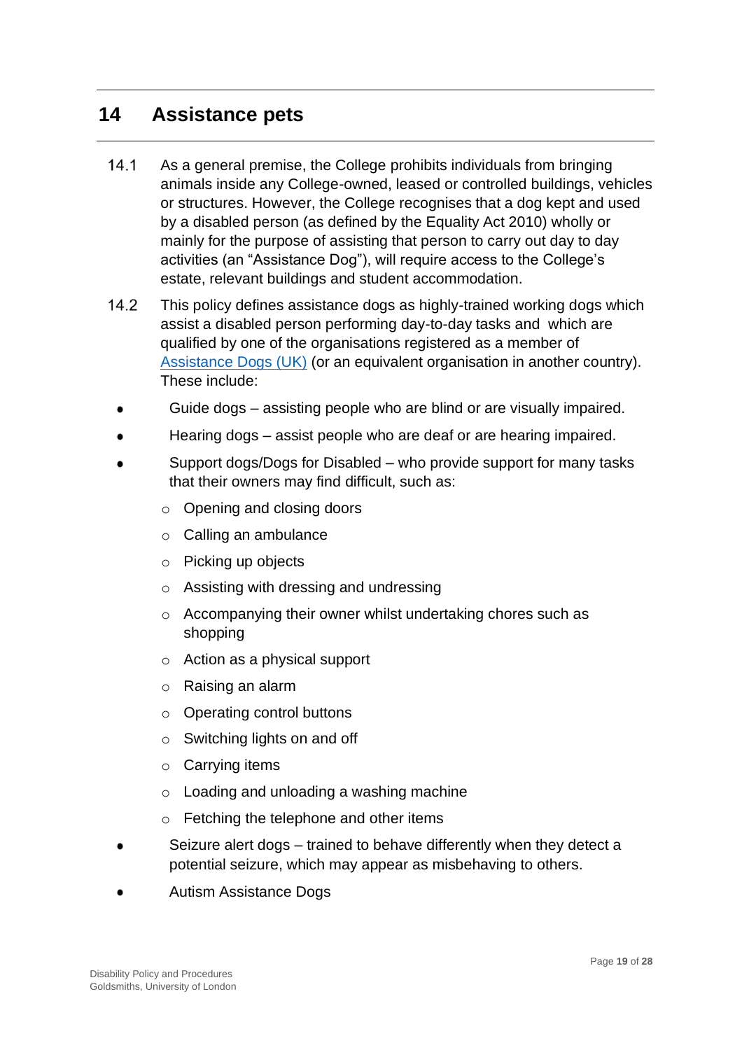## 14 Assistance pets

14.1 As a general premise, the College prohibits individuals from bringing animals inside any College-owned, leased or controlled buildings, vehicles or structures. However, the College recognises that a dog kept and used by a disabled person (as defined by the Equality Act 2010) wholly or mainly for the purpose of assisting that person to carry out day to day activities (an "Assistance Dog"), will require access to the College's estate, relevant buildings and student accommodation.

14.2 This policy defines assistance dogs as highly-trained working dogs which assist a disabled person performing day-to-day tasks and which are qualified by one of the organisations registered as a member of [Assistance Dogs (UK)] (or an equivalent organisation in another country). These include:

- Guide dogs – assisting people who are blind or are visually impaired.
- Hearing dogs – assist people who are deaf or are hearing impaired.
- Support dogs/Dogs for Disabled – who provide support for many tasks that their owners may find difficult, such as:
  - Opening and closing doors
  - Calling an ambulance
  - Picking up objects
  - Assisting with dressing and undressing
  - Accompanying their owner whilst undertaking chores such as shopping
  - Action as a physical support
  - Raising an alarm
  - Operating control buttons
  - Switching lights on and off
  - Carrying items
  - Loading and unloading a washing machine
  - Fetching the telephone and other items
- Seizure alert dogs – trained to behave differently when they detect a potential seizure, which may appear as misbehaving to others.
- Autism Assistance Dogs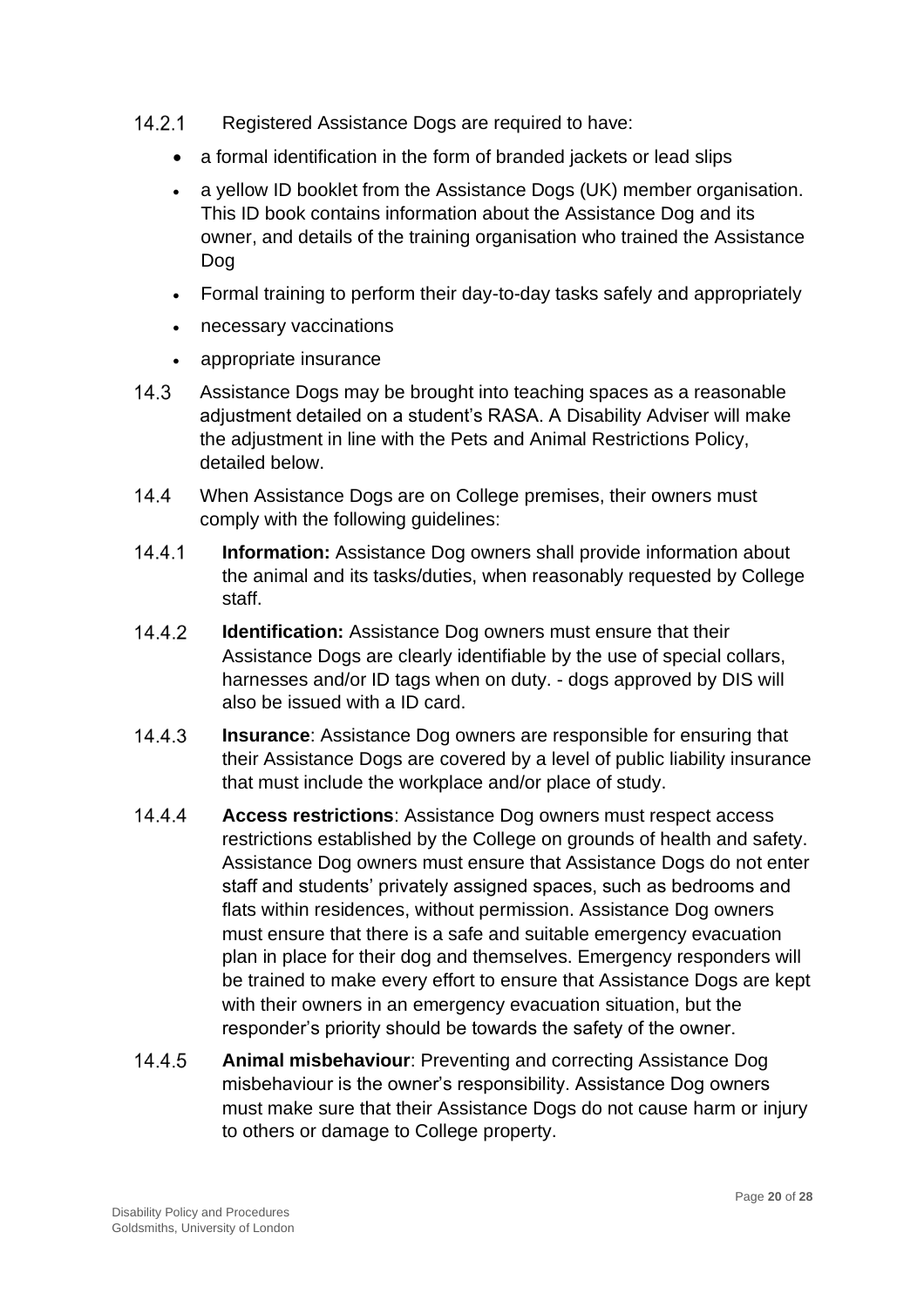14.2.1 Registered Assistance Dogs are required to have:

- a formal identification in the form of branded jackets or lead slips
- a yellow ID booklet from the Assistance Dogs (UK) member organisation. This ID book contains information about the Assistance Dog and its owner, and details of the training organisation who trained the Assistance Dog
- Formal training to perform their day-to-day tasks safely and appropriately
- necessary vaccinations
- appropriate insurance

14.3 Assistance Dogs may be brought into teaching spaces as a reasonable adjustment detailed on a student's RASA. A Disability Adviser will make the adjustment in line with the Pets and Animal Restrictions Policy, detailed below.

14.4 When Assistance Dogs are on College premises, their owners must comply with the following guidelines:

14.4.1 **Information:** Assistance Dog owners shall provide information about the animal and its tasks/duties, when reasonably requested by College staff.

14.4.2 **Identification:** Assistance Dog owners must ensure that their Assistance Dogs are clearly identifiable by the use of special collars, harnesses and/or ID tags when on duty. - dogs approved by DIS will also be issued with a ID card.

14.4.3 **Insurance**: Assistance Dog owners are responsible for ensuring that their Assistance Dogs are covered by a level of public liability insurance that must include the workplace and/or place of study.

14.4.4 **Access restrictions**: Assistance Dog owners must respect access restrictions established by the College on grounds of health and safety. Assistance Dog owners must ensure that Assistance Dogs do not enter staff and students' privately assigned spaces, such as bedrooms and flats within residences, without permission. Assistance Dog owners must ensure that there is a safe and suitable emergency evacuation plan in place for their dog and themselves. Emergency responders will be trained to make every effort to ensure that Assistance Dogs are kept with their owners in an emergency evacuation situation, but the responder's priority should be towards the safety of the owner.

14.4.5 **Animal misbehaviour**: Preventing and correcting Assistance Dog misbehaviour is the owner's responsibility. Assistance Dog owners must make sure that their Assistance Dogs do not cause harm or injury to others or damage to College property.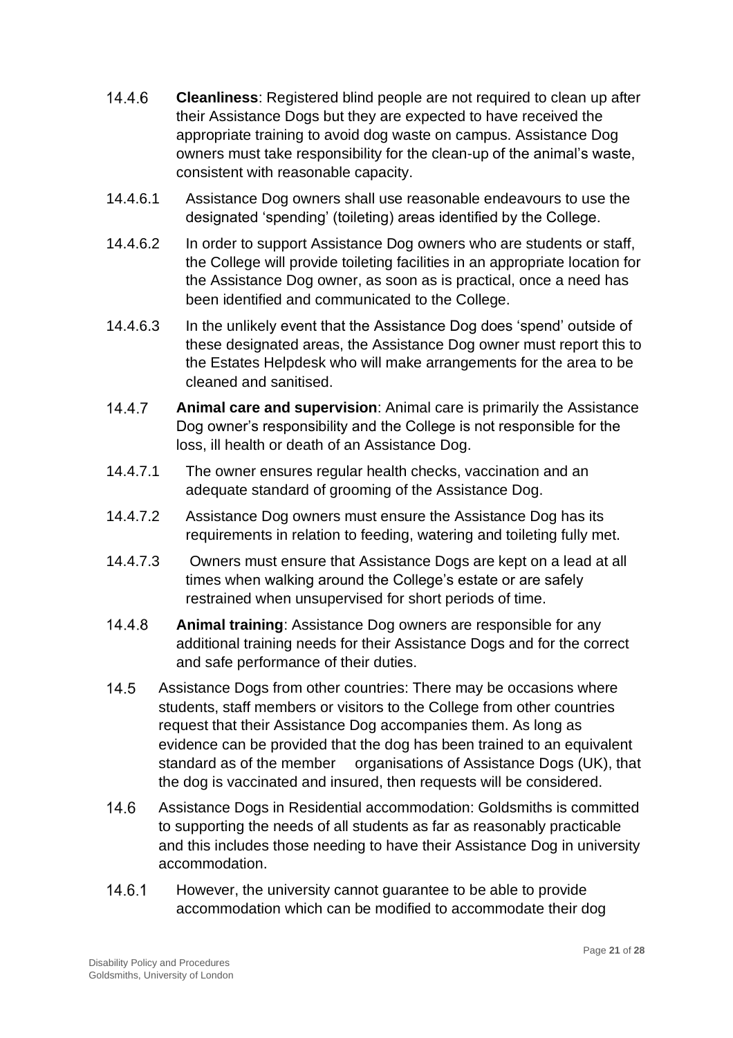14.4.6 **Cleanliness**: Registered blind people are not required to clean up after their Assistance Dogs but they are expected to have received the appropriate training to avoid dog waste on campus. Assistance Dog owners must take responsibility for the clean-up of the animal's waste, consistent with reasonable capacity.

14.4.6.1 Assistance Dog owners shall use reasonable endeavours to use the designated 'spending' (toileting) areas identified by the College.

14.4.6.2 In order to support Assistance Dog owners who are students or staff, the College will provide toileting facilities in an appropriate location for the Assistance Dog owner, as soon as is practical, once a need has been identified and communicated to the College.

14.4.6.3 In the unlikely event that the Assistance Dog does 'spend' outside of these designated areas, the Assistance Dog owner must report this to the Estates Helpdesk who will make arrangements for the area to be cleaned and sanitised.

14.4.7 **Animal care and supervision**: Animal care is primarily the Assistance Dog owner's responsibility and the College is not responsible for the loss, ill health or death of an Assistance Dog.

14.4.7.1 The owner ensures regular health checks, vaccination and an adequate standard of grooming of the Assistance Dog.

14.4.7.2 Assistance Dog owners must ensure the Assistance Dog has its requirements in relation to feeding, watering and toileting fully met.

14.4.7.3 Owners must ensure that Assistance Dogs are kept on a lead at all times when walking around the College's estate or are safely restrained when unsupervised for short periods of time.

14.4.8 **Animal training**: Assistance Dog owners are responsible for any additional training needs for their Assistance Dogs and for the correct and safe performance of their duties.

14.5 Assistance Dogs from other countries: There may be occasions where students, staff members or visitors to the College from other countries request that their Assistance Dog accompanies them. As long as evidence can be provided that the dog has been trained to an equivalent standard as of the member organisations of Assistance Dogs (UK), that the dog is vaccinated and insured, then requests will be considered.

14.6 Assistance Dogs in Residential accommodation: Goldsmiths is committed to supporting the needs of all students as far as reasonably practicable and this includes those needing to have their Assistance Dog in university accommodation.

14.6.1 However, the university cannot guarantee to be able to provide accommodation which can be modified to accommodate their dog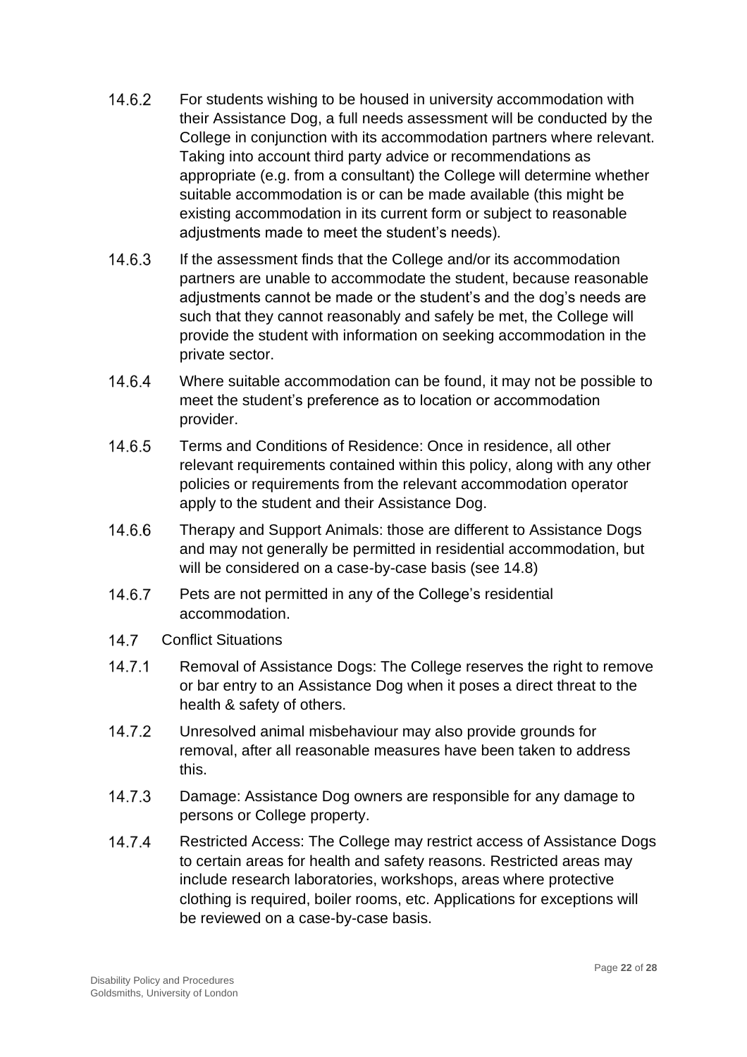14.6.2 For students wishing to be housed in university accommodation with their Assistance Dog, a full needs assessment will be conducted by the College in conjunction with its accommodation partners where relevant. Taking into account third party advice or recommendations as appropriate (e.g. from a consultant) the College will determine whether suitable accommodation is or can be made available (this might be existing accommodation in its current form or subject to reasonable adjustments made to meet the student's needs).

14.6.3 If the assessment finds that the College and/or its accommodation partners are unable to accommodate the student, because reasonable adjustments cannot be made or the student's and the dog's needs are such that they cannot reasonably and safely be met, the College will provide the student with information on seeking accommodation in the private sector.

14.6.4 Where suitable accommodation can be found, it may not be possible to meet the student's preference as to location or accommodation provider.

14.6.5 Terms and Conditions of Residence: Once in residence, all other relevant requirements contained within this policy, along with any other policies or requirements from the relevant accommodation operator apply to the student and their Assistance Dog.

14.6.6 Therapy and Support Animals: those are different to Assistance Dogs and may not generally be permitted in residential accommodation, but will be considered on a case-by-case basis (see 14.8)

14.6.7 Pets are not permitted in any of the College's residential accommodation.

## 14.7 Conflict Situations

14.7.1 Removal of Assistance Dogs: The College reserves the right to remove or bar entry to an Assistance Dog when it poses a direct threat to the health & safety of others.

14.7.2 Unresolved animal misbehaviour may also provide grounds for removal, after all reasonable measures have been taken to address this.

14.7.3 Damage: Assistance Dog owners are responsible for any damage to persons or College property.

14.7.4 Restricted Access: The College may restrict access of Assistance Dogs to certain areas for health and safety reasons. Restricted areas may include research laboratories, workshops, areas where protective clothing is required, boiler rooms, etc. Applications for exceptions will be reviewed on a case-by-case basis.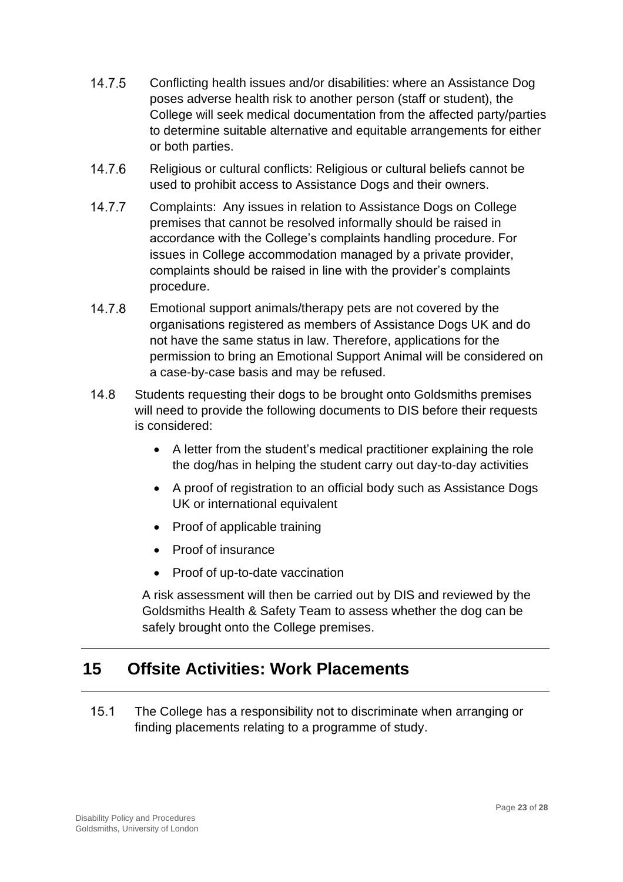14.7.5 Conflicting health issues and/or disabilities: where an Assistance Dog poses adverse health risk to another person (staff or student), the College will seek medical documentation from the affected party/parties to determine suitable alternative and equitable arrangements for either or both parties.

14.7.6 Religious or cultural conflicts: Religious or cultural beliefs cannot be used to prohibit access to Assistance Dogs and their owners.

14.7.7 Complaints: Any issues in relation to Assistance Dogs on College premises that cannot be resolved informally should be raised in accordance with the College's complaints handling procedure. For issues in College accommodation managed by a private provider, complaints should be raised in line with the provider's complaints procedure.

14.7.8 Emotional support animals/therapy pets are not covered by the organisations registered as members of Assistance Dogs UK and do not have the same status in law. Therefore, applications for the permission to bring an Emotional Support Animal will be considered on a case-by-case basis and may be refused.

14.8 Students requesting their dogs to be brought onto Goldsmiths premises will need to provide the following documents to DIS before their requests is considered:

- A letter from the student's medical practitioner explaining the role the dog/has in helping the student carry out day-to-day activities
- A proof of registration to an official body such as Assistance Dogs UK or international equivalent
- Proof of applicable training
- Proof of insurance
- Proof of up-to-date vaccination

A risk assessment will then be carried out by DIS and reviewed by the Goldsmiths Health & Safety Team to assess whether the dog can be safely brought onto the College premises.

## 15 Offsite Activities: Work Placements

15.1 The College has a responsibility not to discriminate when arranging or finding placements relating to a programme of study.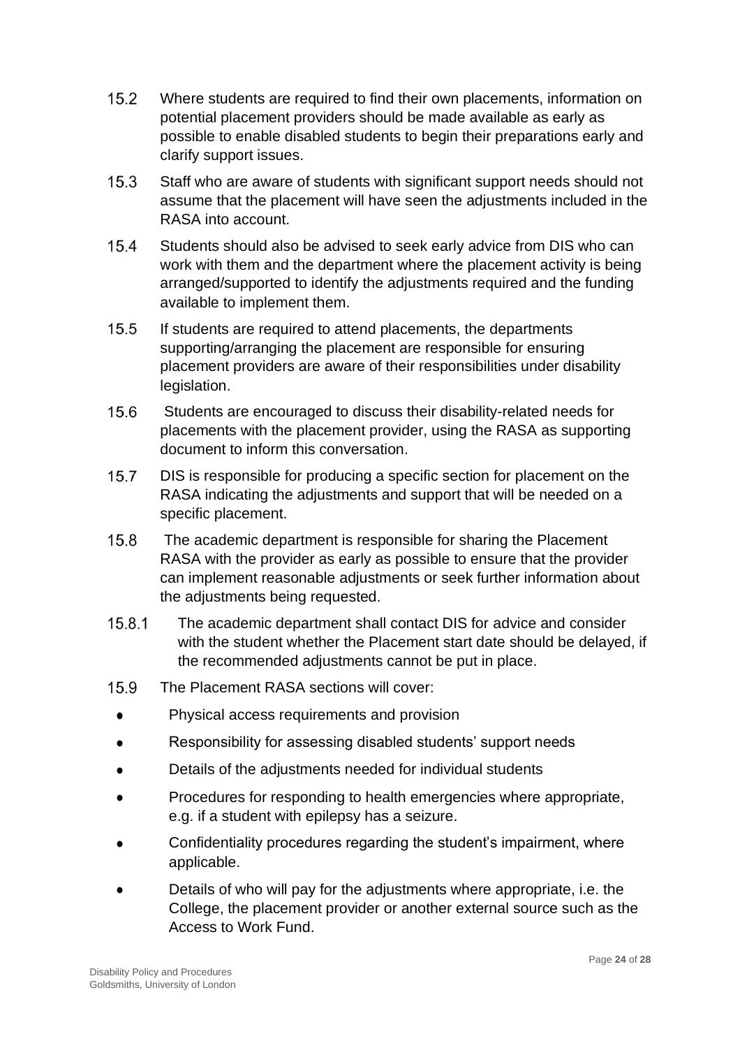15.2 Where students are required to find their own placements, information on potential placement providers should be made available as early as possible to enable disabled students to begin their preparations early and clarify support issues.

15.3 Staff who are aware of students with significant support needs should not assume that the placement will have seen the adjustments included in the RASA into account.

15.4 Students should also be advised to seek early advice from DIS who can work with them and the department where the placement activity is being arranged/supported to identify the adjustments required and the funding available to implement them.

15.5 If students are required to attend placements, the departments supporting/arranging the placement are responsible for ensuring placement providers are aware of their responsibilities under disability legislation.

15.6 Students are encouraged to discuss their disability-related needs for placements with the placement provider, using the RASA as supporting document to inform this conversation.

15.7 DIS is responsible for producing a specific section for placement on the RASA indicating the adjustments and support that will be needed on a specific placement.

15.8 The academic department is responsible for sharing the Placement RASA with the provider as early as possible to ensure that the provider can implement reasonable adjustments or seek further information about the adjustments being requested.

15.8.1 The academic department shall contact DIS for advice and consider with the student whether the Placement start date should be delayed, if the recommended adjustments cannot be put in place.

15.9 The Placement RASA sections will cover:

- Physical access requirements and provision
- Responsibility for assessing disabled students' support needs
- Details of the adjustments needed for individual students
- Procedures for responding to health emergencies where appropriate, e.g. if a student with epilepsy has a seizure.
- Confidentiality procedures regarding the student's impairment, where applicable.
- Details of who will pay for the adjustments where appropriate, i.e. the College, the placement provider or another external source such as the Access to Work Fund.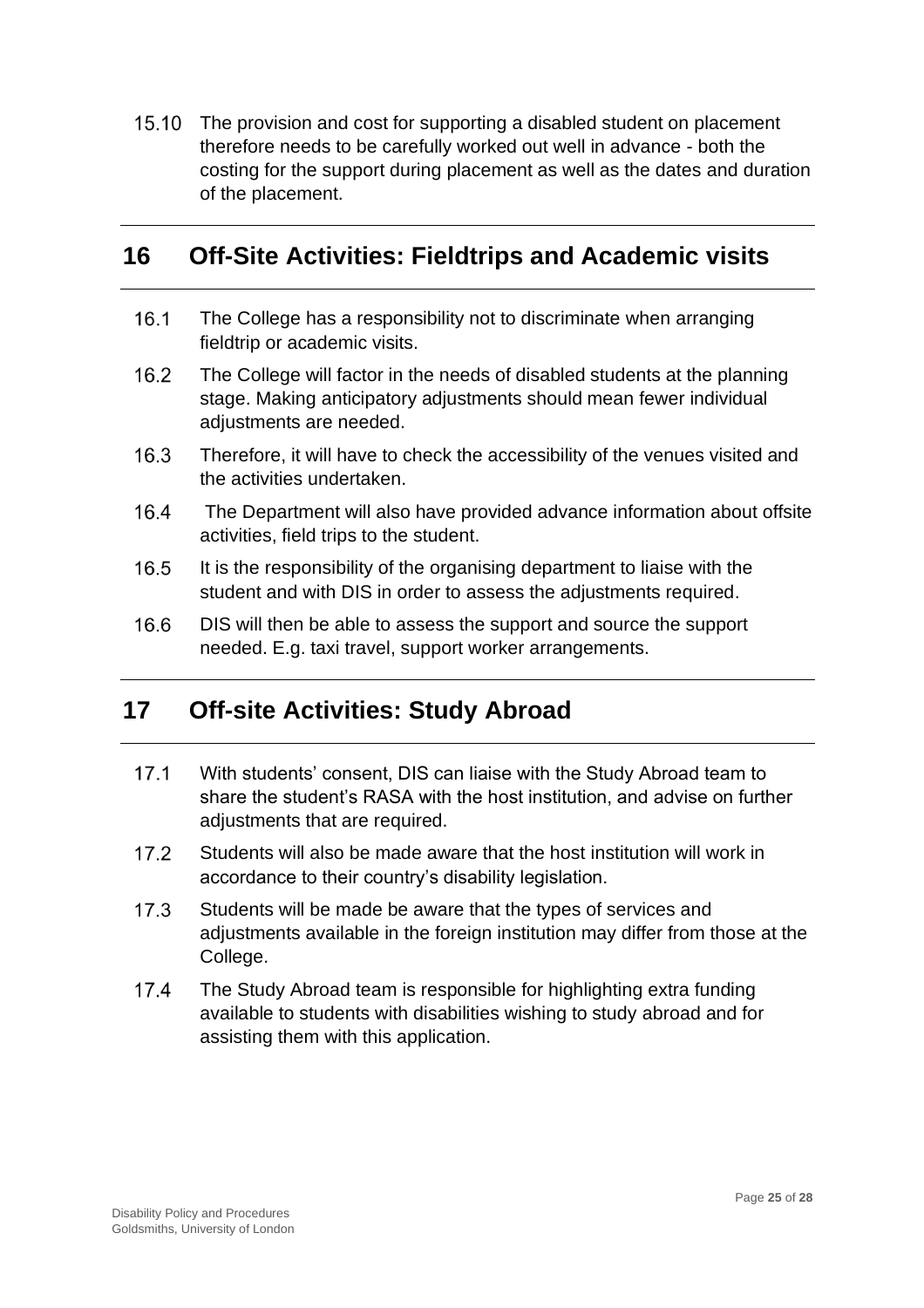15.10 The provision and cost for supporting a disabled student on placement therefore needs to be carefully worked out well in advance - both the costing for the support during placement as well as the dates and duration of the placement.

## 16 Off-Site Activities: Fieldtrips and Academic visits

16.1 The College has a responsibility not to discriminate when arranging fieldtrip or academic visits.

16.2 The College will factor in the needs of disabled students at the planning stage. Making anticipatory adjustments should mean fewer individual adjustments are needed.

16.3 Therefore, it will have to check the accessibility of the venues visited and the activities undertaken.

16.4 The Department will also have provided advance information about offsite activities, field trips to the student.

16.5 It is the responsibility of the organising department to liaise with the student and with DIS in order to assess the adjustments required.

16.6 DIS will then be able to assess the support and source the support needed. E.g. taxi travel, support worker arrangements.

## 17 Off-site Activities: Study Abroad

17.1 With students' consent, DIS can liaise with the Study Abroad team to share the student's RASA with the host institution, and advise on further adjustments that are required.

17.2 Students will also be made aware that the host institution will work in accordance to their country's disability legislation.

17.3 Students will be made be aware that the types of services and adjustments available in the foreign institution may differ from those at the College.

17.4 The Study Abroad team is responsible for highlighting extra funding available to students with disabilities wishing to study abroad and for assisting them with this application.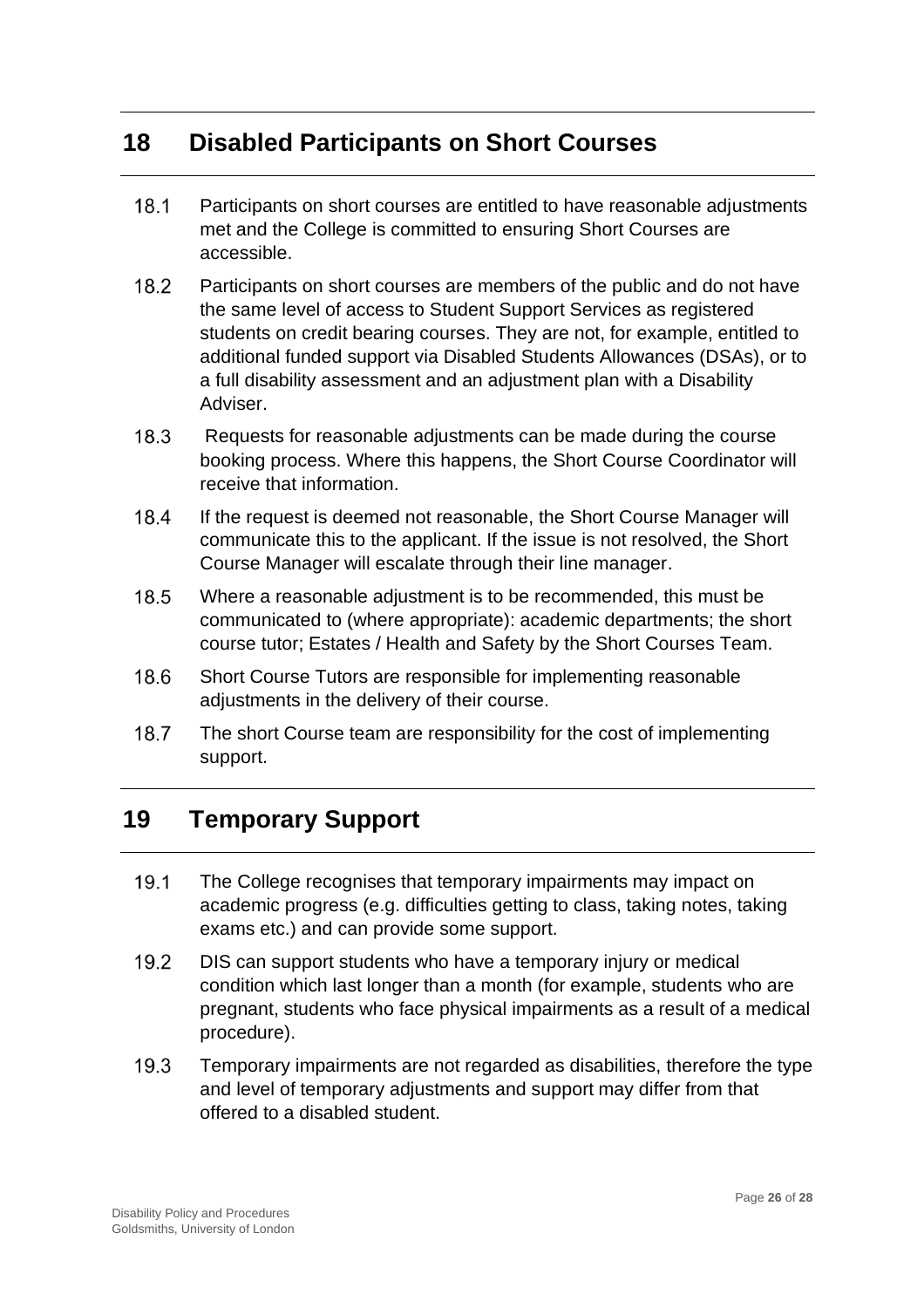## 18 Disabled Participants on Short Courses

18.1 Participants on short courses are entitled to have reasonable adjustments met and the College is committed to ensuring Short Courses are accessible.

18.2 Participants on short courses are members of the public and do not have the same level of access to Student Support Services as registered students on credit bearing courses. They are not, for example, entitled to additional funded support via Disabled Students Allowances (DSAs), or to a full disability assessment and an adjustment plan with a Disability Adviser.

18.3 Requests for reasonable adjustments can be made during the course booking process. Where this happens, the Short Course Coordinator will receive that information.

18.4 If the request is deemed not reasonable, the Short Course Manager will communicate this to the applicant. If the issue is not resolved, the Short Course Manager will escalate through their line manager.

18.5 Where a reasonable adjustment is to be recommended, this must be communicated to (where appropriate): academic departments; the short course tutor; Estates / Health and Safety by the Short Courses Team.

18.6 Short Course Tutors are responsible for implementing reasonable adjustments in the delivery of their course.

18.7 The short Course team are responsibility for the cost of implementing support.

## 19 Temporary Support

19.1 The College recognises that temporary impairments may impact on academic progress (e.g. difficulties getting to class, taking notes, taking exams etc.) and can provide some support.

19.2 DIS can support students who have a temporary injury or medical condition which last longer than a month (for example, students who are pregnant, students who face physical impairments as a result of a medical procedure).

19.3 Temporary impairments are not regarded as disabilities, therefore the type and level of temporary adjustments and support may differ from that offered to a disabled student.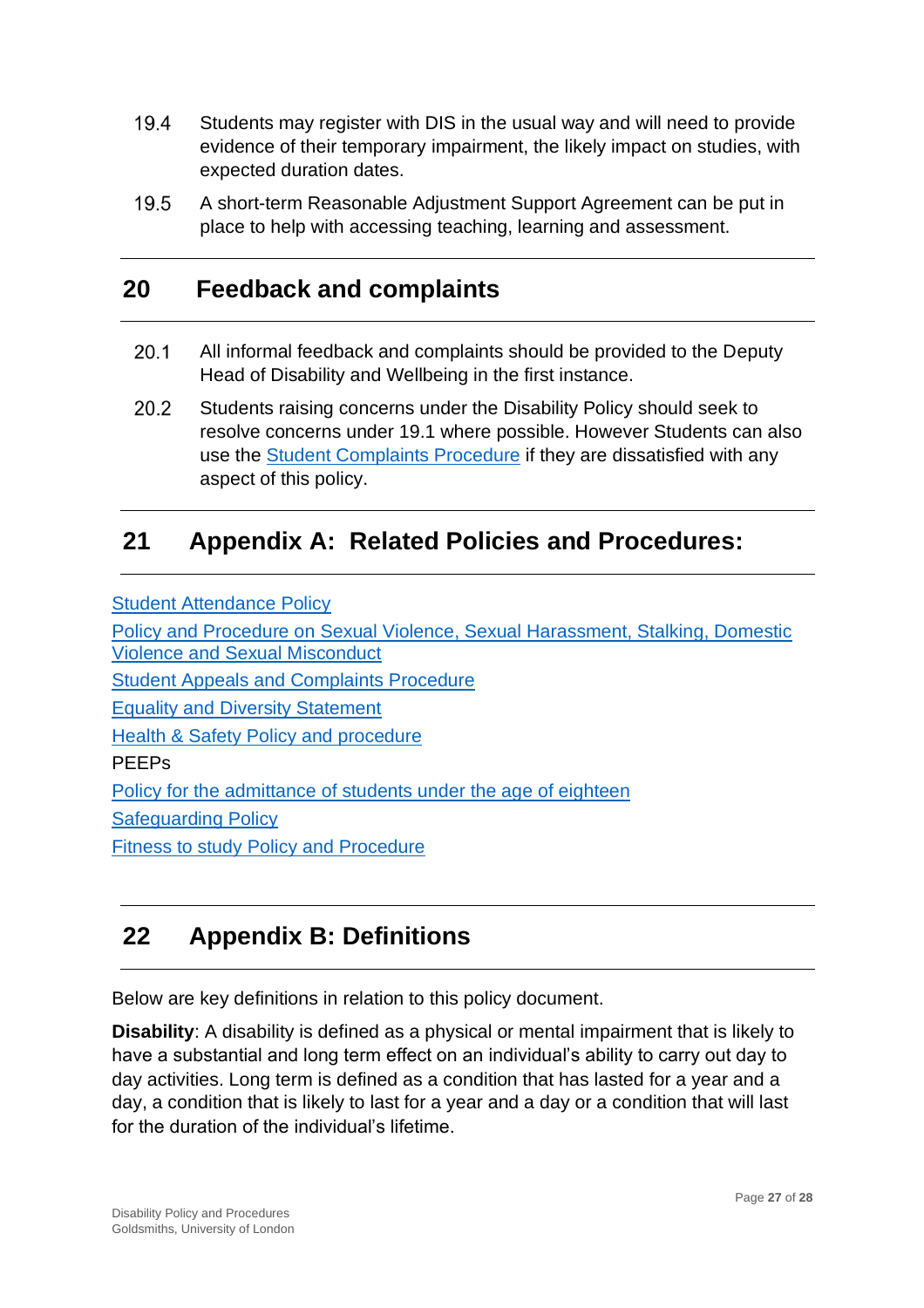19.4 Students may register with DIS in the usual way and will need to provide evidence of their temporary impairment, the likely impact on studies, with expected duration dates.

19.5 A short-term Reasonable Adjustment Support Agreement can be put in place to help with accessing teaching, learning and assessment.

## 20 Feedback and complaints

20.1 All informal feedback and complaints should be provided to the Deputy Head of Disability and Wellbeing in the first instance.

20.2 Students raising concerns under the Disability Policy should seek to resolve concerns under 19.1 where possible. However Students can also use the Student Complaints Procedure if they are dissatisfied with any aspect of this policy.

## 21 Appendix A: Related Policies and Procedures:

Student Attendance Policy

Policy and Procedure on Sexual Violence, Sexual Harassment, Stalking, Domestic Violence and Sexual Misconduct

Student Appeals and Complaints Procedure

Equality and Diversity Statement

Health & Safety Policy and procedure

PEEPs

Policy for the admittance of students under the age of eighteen

Safeguarding Policy

Fitness to study Policy and Procedure

## 22 Appendix B: Definitions

Below are key definitions in relation to this policy document.

**Disability**: A disability is defined as a physical or mental impairment that is likely to have a substantial and long term effect on an individual's ability to carry out day to day activities. Long term is defined as a condition that has lasted for a year and a day, a condition that is likely to last for a year and a day or a condition that will last for the duration of the individual's lifetime.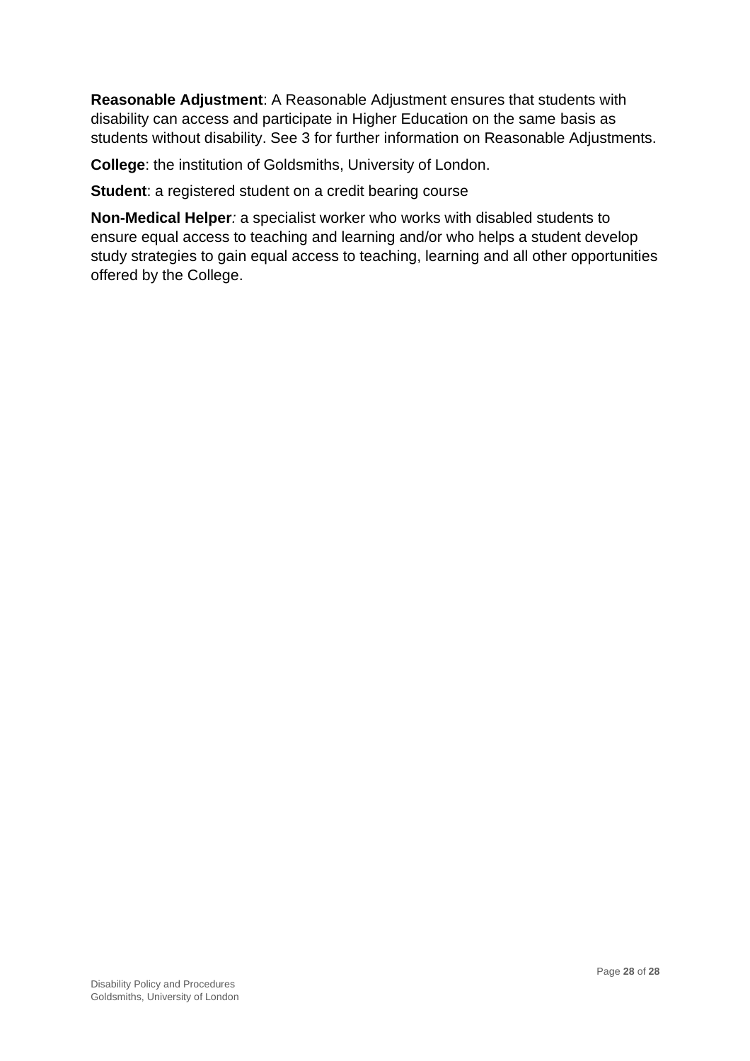**Reasonable Adjustment**: A Reasonable Adjustment ensures that students with disability can access and participate in Higher Education on the same basis as students without disability. See 3 for further information on Reasonable Adjustments.

**College**: the institution of Goldsmiths, University of London.

**Student**: a registered student on a credit bearing course

**Non-Medical Helper***:* a specialist worker who works with disabled students to ensure equal access to teaching and learning and/or who helps a student develop study strategies to gain equal access to teaching, learning and all other opportunities offered by the College.